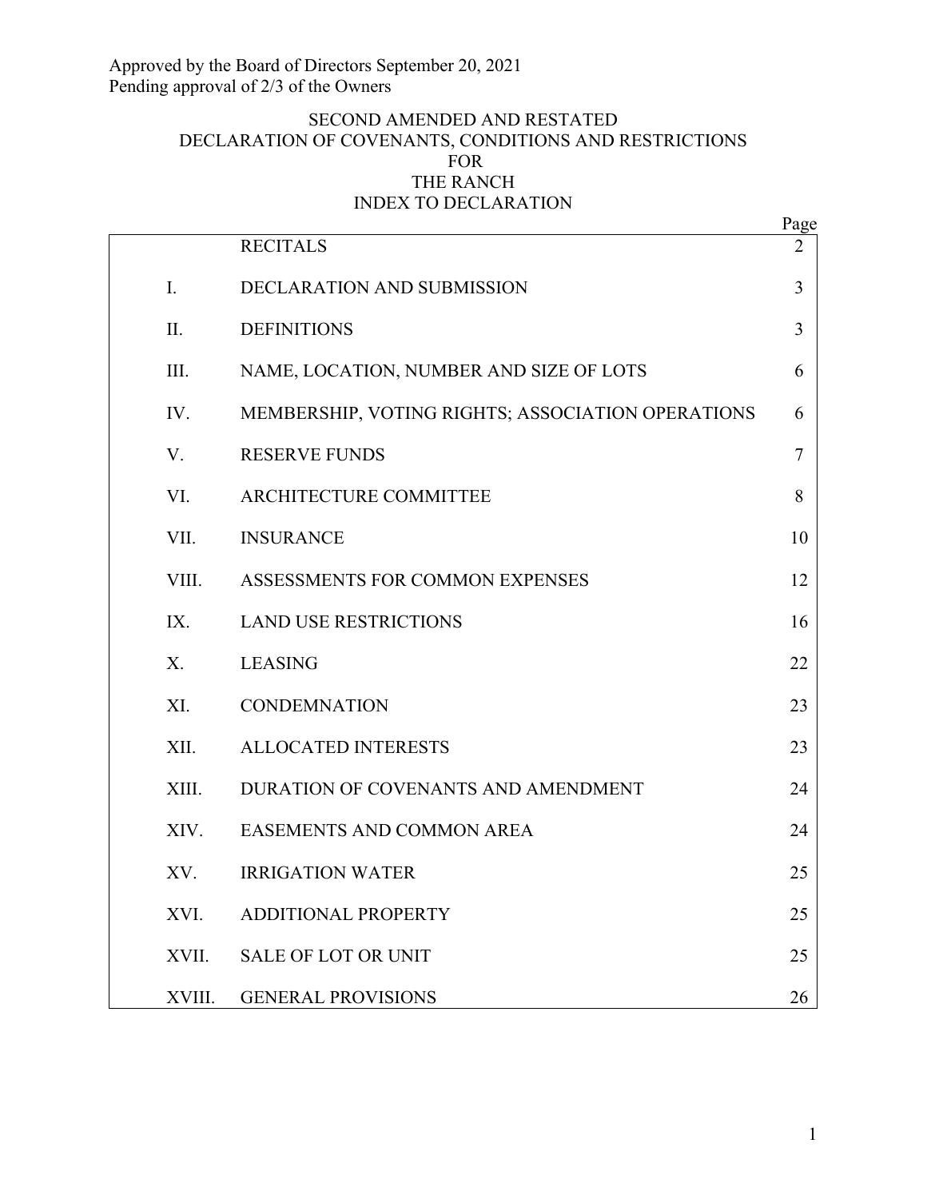Approved by the Board of Directors September 20, 2021
Pending approval of 2/3 of the Owners

# SECOND AMENDED AND RESTATED DECLARATION OF COVENANTS, CONDITIONS AND RESTRICTIONS FOR THE RANCH

## INDEX TO DECLARATION

| | | Page |
|---|---|---|
| | RECITALS | 2 |
| I. | DECLARATION AND SUBMISSION | 3 |
| II. | DEFINITIONS | 3 |
| III. | NAME, LOCATION, NUMBER AND SIZE OF LOTS | 6 |
| IV. | MEMBERSHIP, VOTING RIGHTS; ASSOCIATION OPERATIONS | 6 |
| V. | RESERVE FUNDS | 7 |
| VI. | ARCHITECTURE COMMITTEE | 8 |
| VII. | INSURANCE | 10 |
| VIII. | ASSESSMENTS FOR COMMON EXPENSES | 12 |
| IX. | LAND USE RESTRICTIONS | 16 |
| X. | LEASING | 22 |
| XI. | CONDEMNATION | 23 |
| XII. | ALLOCATED INTERESTS | 23 |
| XIII. | DURATION OF COVENANTS AND AMENDMENT | 24 |
| XIV. | EASEMENTS AND COMMON AREA | 24 |
| XV. | IRRIGATION WATER | 25 |
| XVI. | ADDITIONAL PROPERTY | 25 |
| XVII. | SALE OF LOT OR UNIT | 25 |
| XVIII. | GENERAL PROVISIONS | 26 |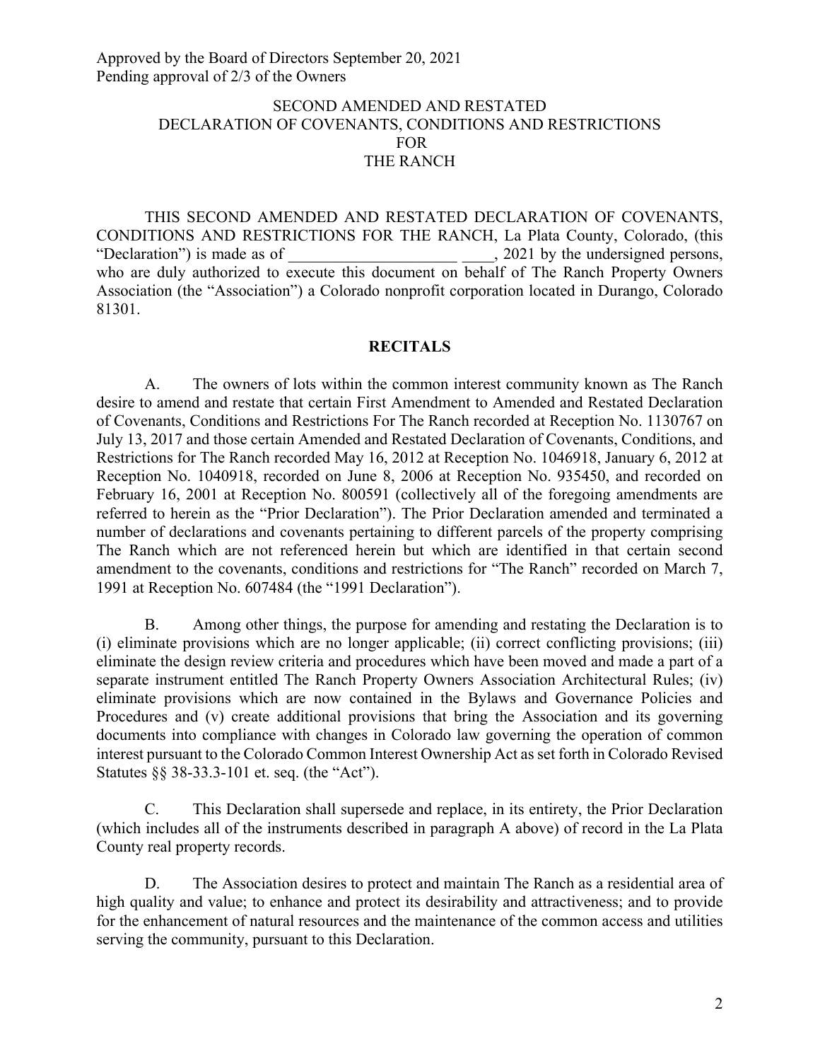Approved by the Board of Directors September 20, 2021
Pending approval of 2/3 of the Owners

# SECOND AMENDED AND RESTATED DECLARATION OF COVENANTS, CONDITIONS AND RESTRICTIONS FOR THE RANCH

THIS SECOND AMENDED AND RESTATED DECLARATION OF COVENANTS, CONDITIONS AND RESTRICTIONS FOR THE RANCH, La Plata County, Colorado, (this "Declaration") is made as of _____________________ ____, 2021 by the undersigned persons, who are duly authorized to execute this document on behalf of The Ranch Property Owners Association (the "Association") a Colorado nonprofit corporation located in Durango, Colorado 81301.

## RECITALS

A. The owners of lots within the common interest community known as The Ranch desire to amend and restate that certain First Amendment to Amended and Restated Declaration of Covenants, Conditions and Restrictions For The Ranch recorded at Reception No. 1130767 on July 13, 2017 and those certain Amended and Restated Declaration of Covenants, Conditions, and Restrictions for The Ranch recorded May 16, 2012 at Reception No. 1046918, January 6, 2012 at Reception No. 1040918, recorded on June 8, 2006 at Reception No. 935450, and recorded on February 16, 2001 at Reception No. 800591 (collectively all of the foregoing amendments are referred to herein as the "Prior Declaration"). The Prior Declaration amended and terminated a number of declarations and covenants pertaining to different parcels of the property comprising The Ranch which are not referenced herein but which are identified in that certain second amendment to the covenants, conditions and restrictions for "The Ranch" recorded on March 7, 1991 at Reception No. 607484 (the "1991 Declaration").

B. Among other things, the purpose for amending and restating the Declaration is to (i) eliminate provisions which are no longer applicable; (ii) correct conflicting provisions; (iii) eliminate the design review criteria and procedures which have been moved and made a part of a separate instrument entitled The Ranch Property Owners Association Architectural Rules; (iv) eliminate provisions which are now contained in the Bylaws and Governance Policies and Procedures and (v) create additional provisions that bring the Association and its governing documents into compliance with changes in Colorado law governing the operation of common interest pursuant to the Colorado Common Interest Ownership Act as set forth in Colorado Revised Statutes §§ 38-33.3-101 et. seq. (the "Act").

C. This Declaration shall supersede and replace, in its entirety, the Prior Declaration (which includes all of the instruments described in paragraph A above) of record in the La Plata County real property records.

D. The Association desires to protect and maintain The Ranch as a residential area of high quality and value; to enhance and protect its desirability and attractiveness; and to provide for the enhancement of natural resources and the maintenance of the common access and utilities serving the community, pursuant to this Declaration.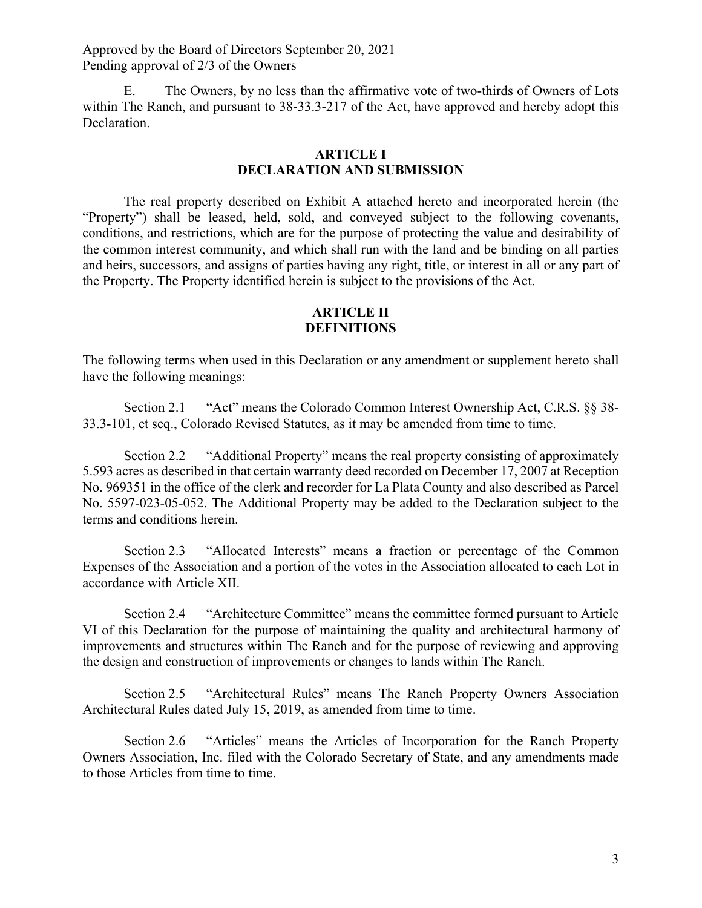Approved by the Board of Directors September 20, 2021
Pending approval of 2/3 of the Owners

E. The Owners, by no less than the affirmative vote of two-thirds of Owners of Lots within The Ranch, and pursuant to 38-33.3-217 of the Act, have approved and hereby adopt this Declaration.

## ARTICLE I
## DECLARATION AND SUBMISSION

The real property described on Exhibit A attached hereto and incorporated herein (the "Property") shall be leased, held, sold, and conveyed subject to the following covenants, conditions, and restrictions, which are for the purpose of protecting the value and desirability of the common interest community, and which shall run with the land and be binding on all parties and heirs, successors, and assigns of parties having any right, title, or interest in all or any part of the Property. The Property identified herein is subject to the provisions of the Act.

## ARTICLE II
## DEFINITIONS

The following terms when used in this Declaration or any amendment or supplement hereto shall have the following meanings:

Section 2.1 "Act" means the Colorado Common Interest Ownership Act, C.R.S. §§ 38-33.3-101, et seq., Colorado Revised Statutes, as it may be amended from time to time.

Section 2.2 "Additional Property" means the real property consisting of approximately 5.593 acres as described in that certain warranty deed recorded on December 17, 2007 at Reception No. 969351 in the office of the clerk and recorder for La Plata County and also described as Parcel No. 5597-023-05-052. The Additional Property may be added to the Declaration subject to the terms and conditions herein.

Section 2.3 "Allocated Interests" means a fraction or percentage of the Common Expenses of the Association and a portion of the votes in the Association allocated to each Lot in accordance with Article XII.

Section 2.4 "Architecture Committee" means the committee formed pursuant to Article VI of this Declaration for the purpose of maintaining the quality and architectural harmony of improvements and structures within The Ranch and for the purpose of reviewing and approving the design and construction of improvements or changes to lands within The Ranch.

Section 2.5 "Architectural Rules" means The Ranch Property Owners Association Architectural Rules dated July 15, 2019, as amended from time to time.

Section 2.6 "Articles" means the Articles of Incorporation for the Ranch Property Owners Association, Inc. filed with the Colorado Secretary of State, and any amendments made to those Articles from time to time.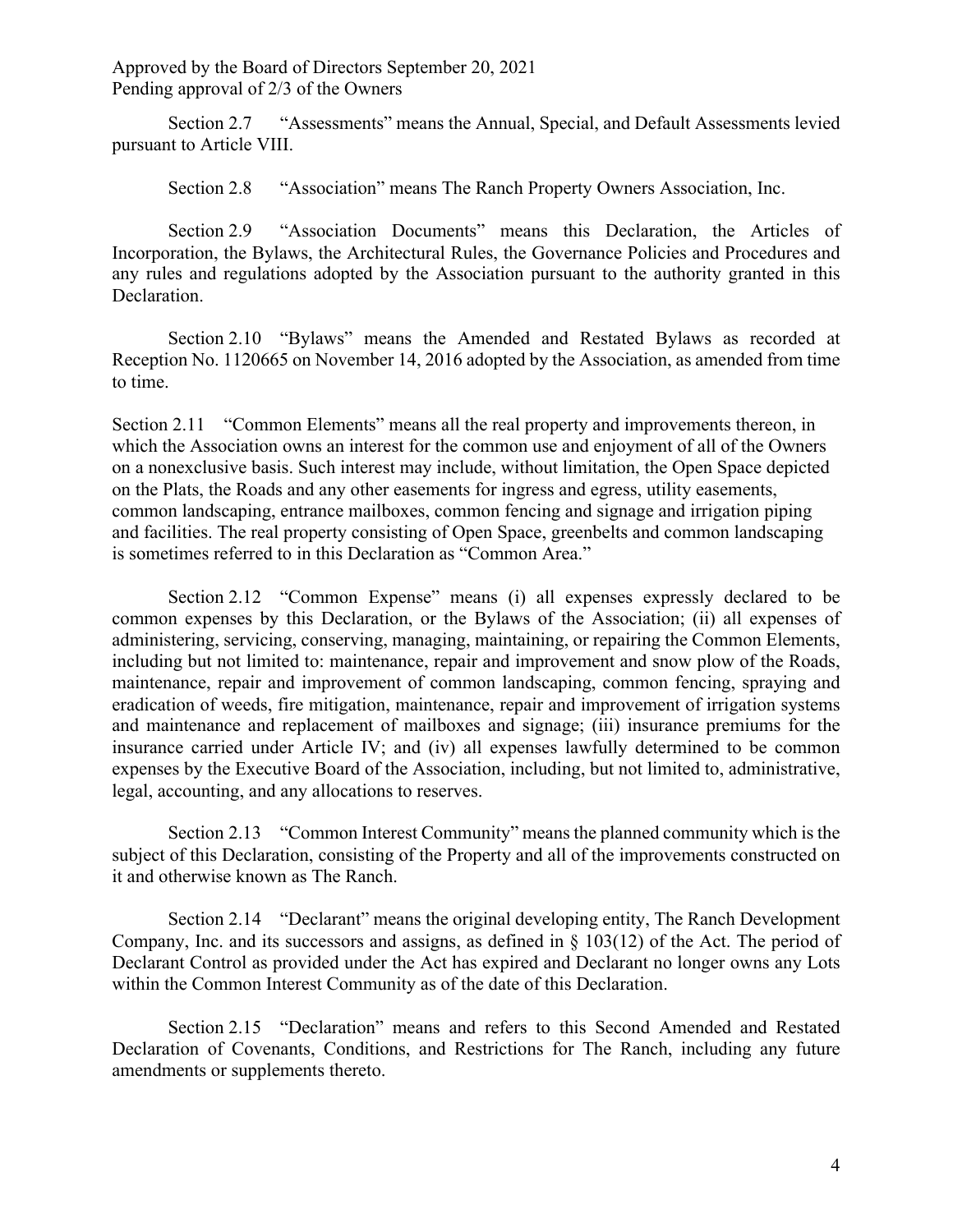Approved by the Board of Directors September 20, 2021
Pending approval of 2/3 of the Owners

Section 2.7 "Assessments" means the Annual, Special, and Default Assessments levied pursuant to Article VIII.

Section 2.8 "Association" means The Ranch Property Owners Association, Inc.

Section 2.9 "Association Documents" means this Declaration, the Articles of Incorporation, the Bylaws, the Architectural Rules, the Governance Policies and Procedures and any rules and regulations adopted by the Association pursuant to the authority granted in this Declaration.

Section 2.10 "Bylaws" means the Amended and Restated Bylaws as recorded at Reception No. 1120665 on November 14, 2016 adopted by the Association, as amended from time to time.

Section 2.11 "Common Elements" means all the real property and improvements thereon, in which the Association owns an interest for the common use and enjoyment of all of the Owners on a nonexclusive basis. Such interest may include, without limitation, the Open Space depicted on the Plats, the Roads and any other easements for ingress and egress, utility easements, common landscaping, entrance mailboxes, common fencing and signage and irrigation piping and facilities. The real property consisting of Open Space, greenbelts and common landscaping is sometimes referred to in this Declaration as "Common Area."

Section 2.12 "Common Expense" means (i) all expenses expressly declared to be common expenses by this Declaration, or the Bylaws of the Association; (ii) all expenses of administering, servicing, conserving, managing, maintaining, or repairing the Common Elements, including but not limited to: maintenance, repair and improvement and snow plow of the Roads, maintenance, repair and improvement of common landscaping, common fencing, spraying and eradication of weeds, fire mitigation, maintenance, repair and improvement of irrigation systems and maintenance and replacement of mailboxes and signage; (iii) insurance premiums for the insurance carried under Article IV; and (iv) all expenses lawfully determined to be common expenses by the Executive Board of the Association, including, but not limited to, administrative, legal, accounting, and any allocations to reserves.

Section 2.13 "Common Interest Community" means the planned community which is the subject of this Declaration, consisting of the Property and all of the improvements constructed on it and otherwise known as The Ranch.

Section 2.14 "Declarant" means the original developing entity, The Ranch Development Company, Inc. and its successors and assigns, as defined in § 103(12) of the Act. The period of Declarant Control as provided under the Act has expired and Declarant no longer owns any Lots within the Common Interest Community as of the date of this Declaration.

Section 2.15 "Declaration" means and refers to this Second Amended and Restated Declaration of Covenants, Conditions, and Restrictions for The Ranch, including any future amendments or supplements thereto.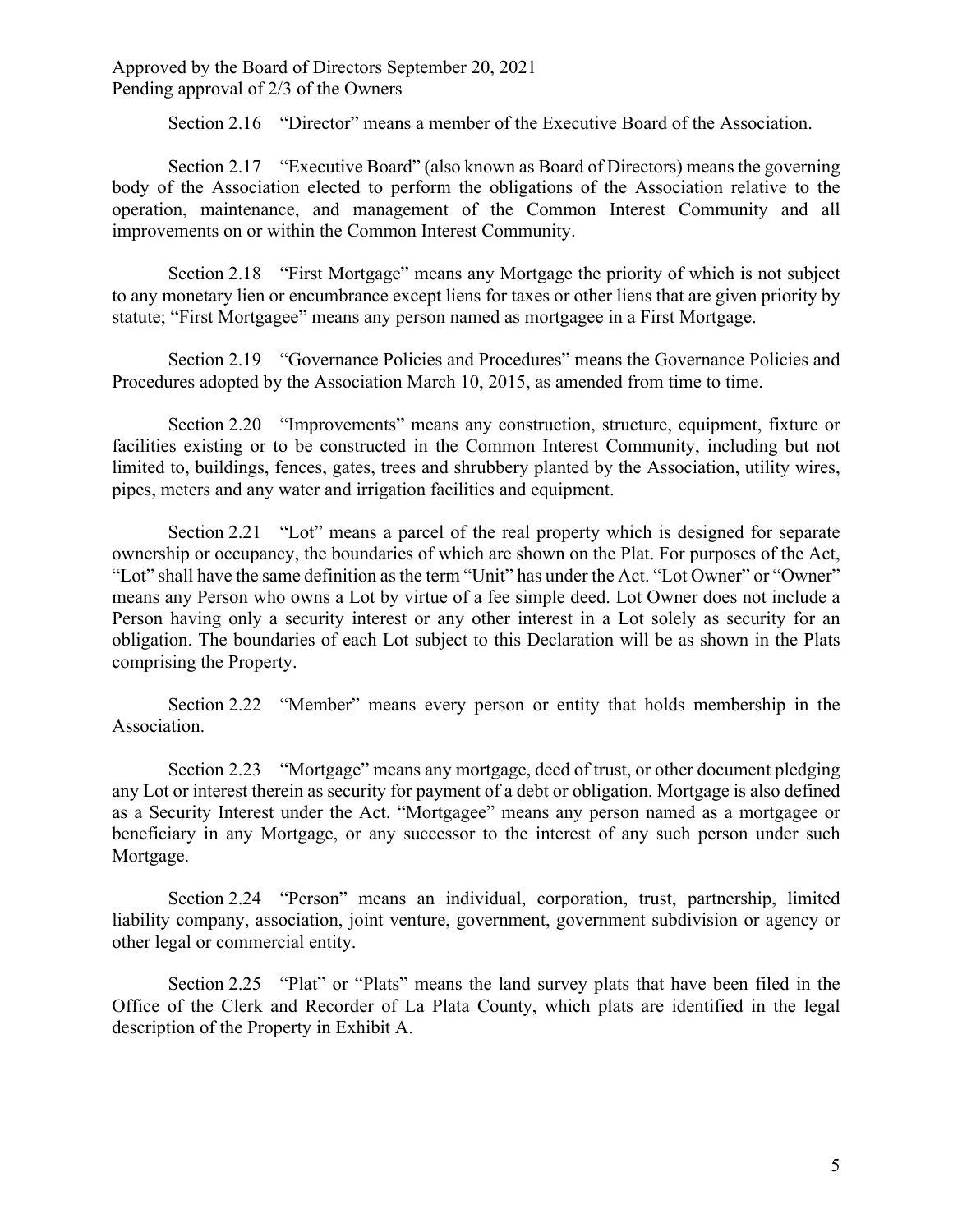Approved by the Board of Directors September 20, 2021
Pending approval of 2/3 of the Owners

Section 2.16 "Director" means a member of the Executive Board of the Association.

Section 2.17 "Executive Board" (also known as Board of Directors) means the governing body of the Association elected to perform the obligations of the Association relative to the operation, maintenance, and management of the Common Interest Community and all improvements on or within the Common Interest Community.

Section 2.18 "First Mortgage" means any Mortgage the priority of which is not subject to any monetary lien or encumbrance except liens for taxes or other liens that are given priority by statute; "First Mortgagee" means any person named as mortgagee in a First Mortgage.

Section 2.19 "Governance Policies and Procedures" means the Governance Policies and Procedures adopted by the Association March 10, 2015, as amended from time to time.

Section 2.20 "Improvements" means any construction, structure, equipment, fixture or facilities existing or to be constructed in the Common Interest Community, including but not limited to, buildings, fences, gates, trees and shrubbery planted by the Association, utility wires, pipes, meters and any water and irrigation facilities and equipment.

Section 2.21 "Lot" means a parcel of the real property which is designed for separate ownership or occupancy, the boundaries of which are shown on the Plat. For purposes of the Act, "Lot" shall have the same definition as the term "Unit" has under the Act. "Lot Owner" or "Owner" means any Person who owns a Lot by virtue of a fee simple deed. Lot Owner does not include a Person having only a security interest or any other interest in a Lot solely as security for an obligation. The boundaries of each Lot subject to this Declaration will be as shown in the Plats comprising the Property.

Section 2.22 "Member" means every person or entity that holds membership in the Association.

Section 2.23 "Mortgage" means any mortgage, deed of trust, or other document pledging any Lot or interest therein as security for payment of a debt or obligation. Mortgage is also defined as a Security Interest under the Act. "Mortgagee" means any person named as a mortgagee or beneficiary in any Mortgage, or any successor to the interest of any such person under such Mortgage.

Section 2.24 "Person" means an individual, corporation, trust, partnership, limited liability company, association, joint venture, government, government subdivision or agency or other legal or commercial entity.

Section 2.25 "Plat" or "Plats" means the land survey plats that have been filed in the Office of the Clerk and Recorder of La Plata County, which plats are identified in the legal description of the Property in Exhibit A.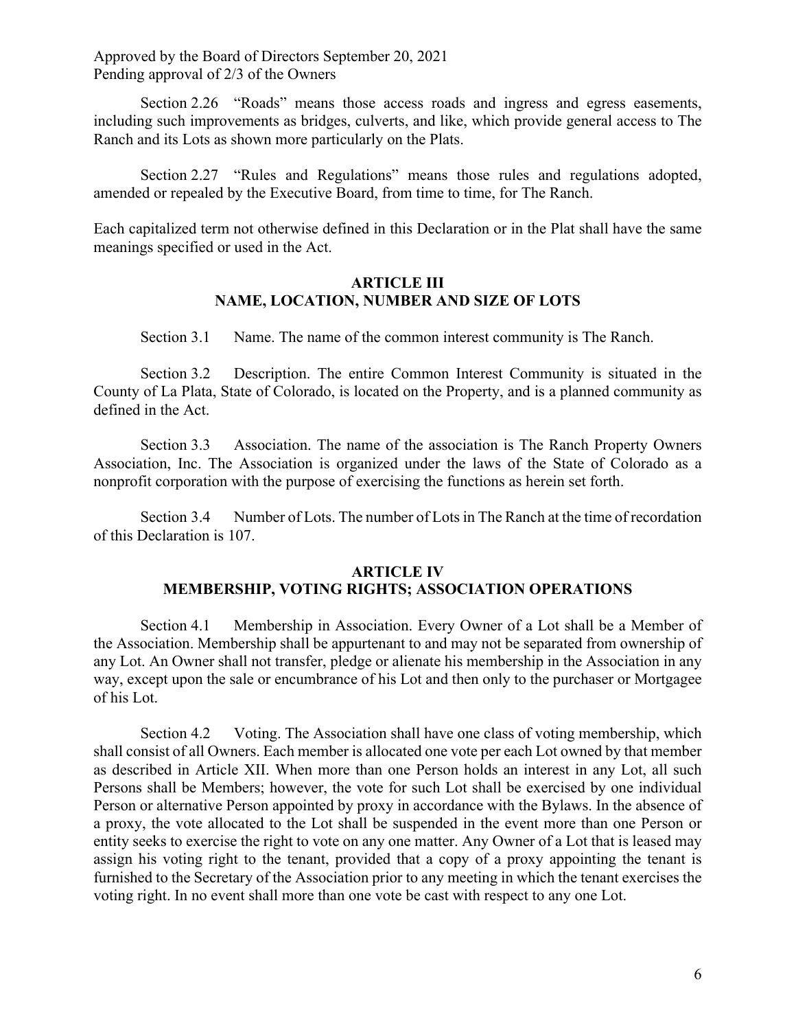Approved by the Board of Directors September 20, 2021
Pending approval of 2/3 of the Owners

Section 2.26 "Roads" means those access roads and ingress and egress easements, including such improvements as bridges, culverts, and like, which provide general access to The Ranch and its Lots as shown more particularly on the Plats.

Section 2.27 "Rules and Regulations" means those rules and regulations adopted, amended or repealed by the Executive Board, from time to time, for The Ranch.

Each capitalized term not otherwise defined in this Declaration or in the Plat shall have the same meanings specified or used in the Act.

## ARTICLE III
## NAME, LOCATION, NUMBER AND SIZE OF LOTS

Section 3.1 Name. The name of the common interest community is The Ranch.

Section 3.2 Description. The entire Common Interest Community is situated in the County of La Plata, State of Colorado, is located on the Property, and is a planned community as defined in the Act.

Section 3.3 Association. The name of the association is The Ranch Property Owners Association, Inc. The Association is organized under the laws of the State of Colorado as a nonprofit corporation with the purpose of exercising the functions as herein set forth.

Section 3.4 Number of Lots. The number of Lots in The Ranch at the time of recordation of this Declaration is 107.

## ARTICLE IV
## MEMBERSHIP, VOTING RIGHTS; ASSOCIATION OPERATIONS

Section 4.1 Membership in Association. Every Owner of a Lot shall be a Member of the Association. Membership shall be appurtenant to and may not be separated from ownership of any Lot. An Owner shall not transfer, pledge or alienate his membership in the Association in any way, except upon the sale or encumbrance of his Lot and then only to the purchaser or Mortgagee of his Lot.

Section 4.2 Voting. The Association shall have one class of voting membership, which shall consist of all Owners. Each member is allocated one vote per each Lot owned by that member as described in Article XII. When more than one Person holds an interest in any Lot, all such Persons shall be Members; however, the vote for such Lot shall be exercised by one individual Person or alternative Person appointed by proxy in accordance with the Bylaws. In the absence of a proxy, the vote allocated to the Lot shall be suspended in the event more than one Person or entity seeks to exercise the right to vote on any one matter. Any Owner of a Lot that is leased may assign his voting right to the tenant, provided that a copy of a proxy appointing the tenant is furnished to the Secretary of the Association prior to any meeting in which the tenant exercises the voting right. In no event shall more than one vote be cast with respect to any one Lot.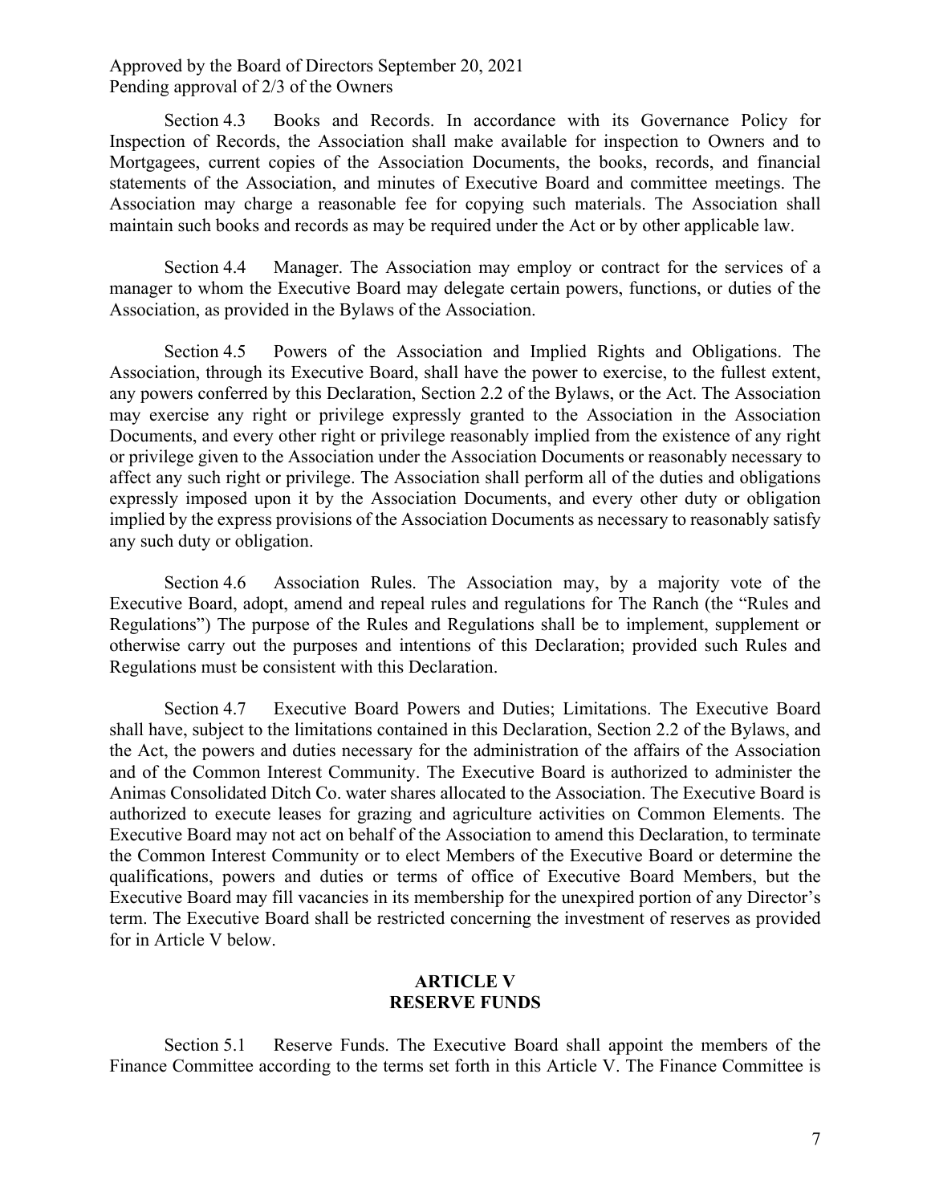Section 4.3 Books and Records. In accordance with its Governance Policy for Inspection of Records, the Association shall make available for inspection to Owners and to Mortgagees, current copies of the Association Documents, the books, records, and financial statements of the Association, and minutes of Executive Board and committee meetings. The Association may charge a reasonable fee for copying such materials. The Association shall maintain such books and records as may be required under the Act or by other applicable law.

Section 4.4 Manager. The Association may employ or contract for the services of a manager to whom the Executive Board may delegate certain powers, functions, or duties of the Association, as provided in the Bylaws of the Association.

Section 4.5 Powers of the Association and Implied Rights and Obligations. The Association, through its Executive Board, shall have the power to exercise, to the fullest extent, any powers conferred by this Declaration, Section 2.2 of the Bylaws, or the Act. The Association may exercise any right or privilege expressly granted to the Association in the Association Documents, and every other right or privilege reasonably implied from the existence of any right or privilege given to the Association under the Association Documents or reasonably necessary to affect any such right or privilege. The Association shall perform all of the duties and obligations expressly imposed upon it by the Association Documents, and every other duty or obligation implied by the express provisions of the Association Documents as necessary to reasonably satisfy any such duty or obligation.

Section 4.6 Association Rules. The Association may, by a majority vote of the Executive Board, adopt, amend and repeal rules and regulations for The Ranch (the "Rules and Regulations") The purpose of the Rules and Regulations shall be to implement, supplement or otherwise carry out the purposes and intentions of this Declaration; provided such Rules and Regulations must be consistent with this Declaration.

Section 4.7 Executive Board Powers and Duties; Limitations. The Executive Board shall have, subject to the limitations contained in this Declaration, Section 2.2 of the Bylaws, and the Act, the powers and duties necessary for the administration of the affairs of the Association and of the Common Interest Community. The Executive Board is authorized to administer the Animas Consolidated Ditch Co. water shares allocated to the Association. The Executive Board is authorized to execute leases for grazing and agriculture activities on Common Elements. The Executive Board may not act on behalf of the Association to amend this Declaration, to terminate the Common Interest Community or to elect Members of the Executive Board or determine the qualifications, powers and duties or terms of office of Executive Board Members, but the Executive Board may fill vacancies in its membership for the unexpired portion of any Director's term. The Executive Board shall be restricted concerning the investment of reserves as provided for in Article V below.

## ARTICLE V
## RESERVE FUNDS

Section 5.1 Reserve Funds. The Executive Board shall appoint the members of the Finance Committee according to the terms set forth in this Article V. The Finance Committee is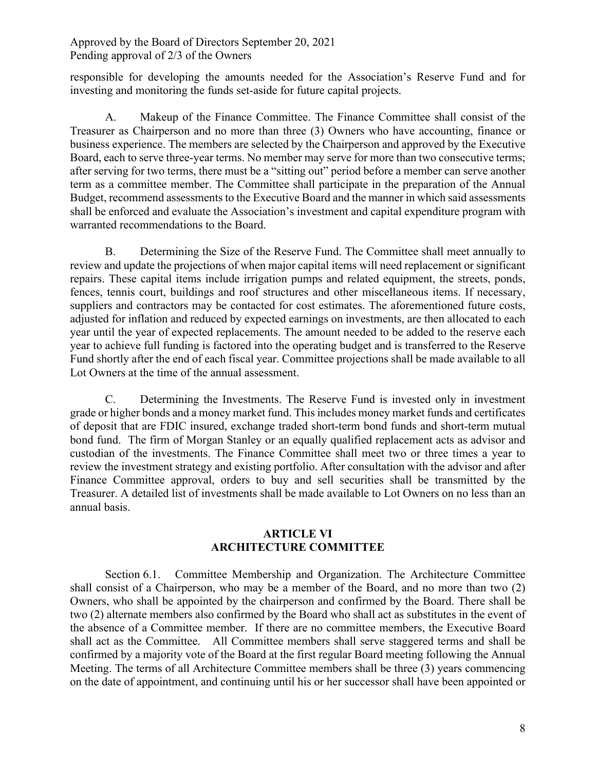responsible for developing the amounts needed for the Association's Reserve Fund and for investing and monitoring the funds set-aside for future capital projects.

A. Makeup of the Finance Committee. The Finance Committee shall consist of the Treasurer as Chairperson and no more than three (3) Owners who have accounting, finance or business experience. The members are selected by the Chairperson and approved by the Executive Board, each to serve three-year terms. No member may serve for more than two consecutive terms; after serving for two terms, there must be a "sitting out" period before a member can serve another term as a committee member. The Committee shall participate in the preparation of the Annual Budget, recommend assessments to the Executive Board and the manner in which said assessments shall be enforced and evaluate the Association's investment and capital expenditure program with warranted recommendations to the Board.

B. Determining the Size of the Reserve Fund. The Committee shall meet annually to review and update the projections of when major capital items will need replacement or significant repairs. These capital items include irrigation pumps and related equipment, the streets, ponds, fences, tennis court, buildings and roof structures and other miscellaneous items. If necessary, suppliers and contractors may be contacted for cost estimates. The aforementioned future costs, adjusted for inflation and reduced by expected earnings on investments, are then allocated to each year until the year of expected replacements. The amount needed to be added to the reserve each year to achieve full funding is factored into the operating budget and is transferred to the Reserve Fund shortly after the end of each fiscal year. Committee projections shall be made available to all Lot Owners at the time of the annual assessment.

C. Determining the Investments. The Reserve Fund is invested only in investment grade or higher bonds and a money market fund. This includes money market funds and certificates of deposit that are FDIC insured, exchange traded short-term bond funds and short-term mutual bond fund. The firm of Morgan Stanley or an equally qualified replacement acts as advisor and custodian of the investments. The Finance Committee shall meet two or three times a year to review the investment strategy and existing portfolio. After consultation with the advisor and after Finance Committee approval, orders to buy and sell securities shall be transmitted by the Treasurer. A detailed list of investments shall be made available to Lot Owners on no less than an annual basis.

## ARTICLE VI
## ARCHITECTURE COMMITTEE

Section 6.1. Committee Membership and Organization. The Architecture Committee shall consist of a Chairperson, who may be a member of the Board, and no more than two (2) Owners, who shall be appointed by the chairperson and confirmed by the Board. There shall be two (2) alternate members also confirmed by the Board who shall act as substitutes in the event of the absence of a Committee member. If there are no committee members, the Executive Board shall act as the Committee. All Committee members shall serve staggered terms and shall be confirmed by a majority vote of the Board at the first regular Board meeting following the Annual Meeting. The terms of all Architecture Committee members shall be three (3) years commencing on the date of appointment, and continuing until his or her successor shall have been appointed or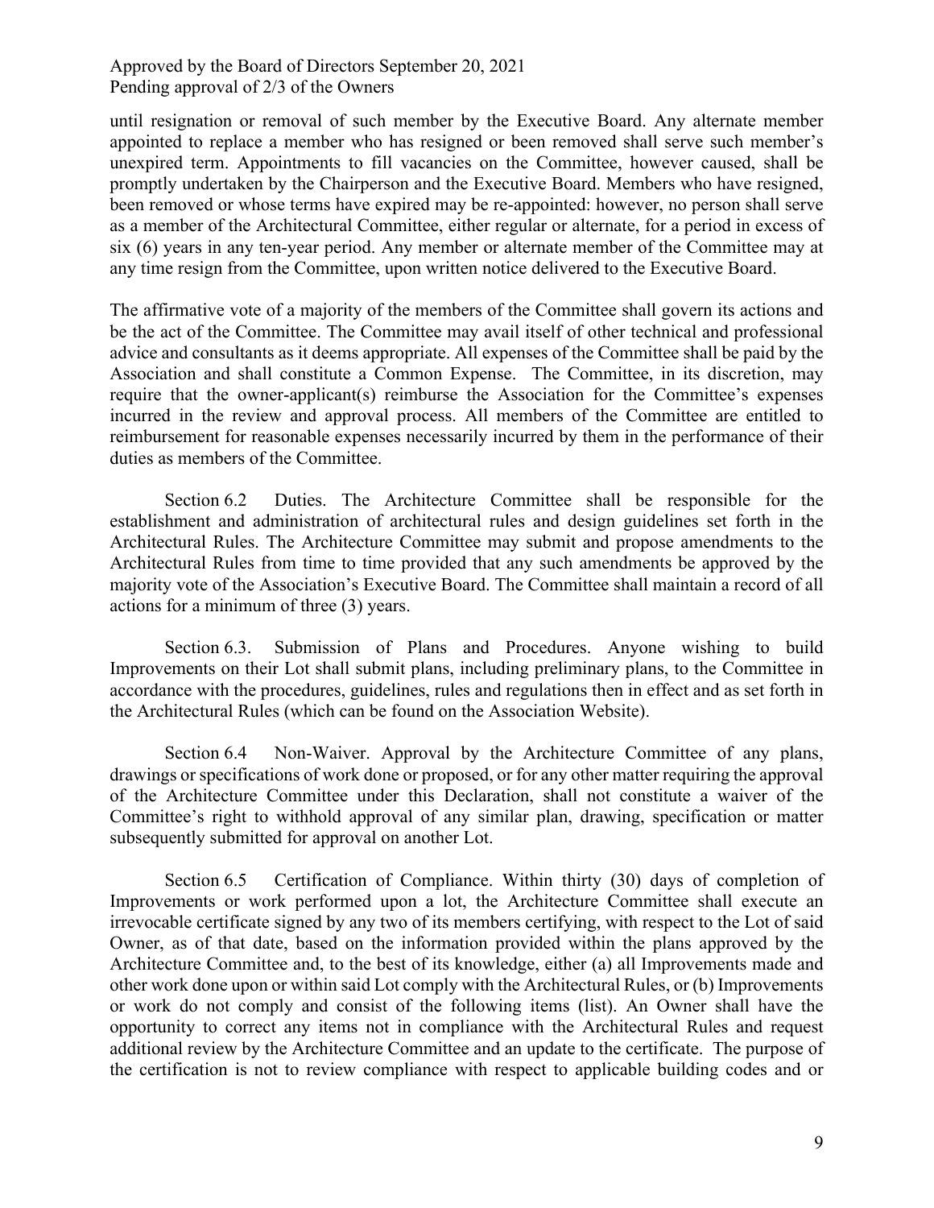until resignation or removal of such member by the Executive Board. Any alternate member appointed to replace a member who has resigned or been removed shall serve such member's unexpired term. Appointments to fill vacancies on the Committee, however caused, shall be promptly undertaken by the Chairperson and the Executive Board. Members who have resigned, been removed or whose terms have expired may be re-appointed: however, no person shall serve as a member of the Architectural Committee, either regular or alternate, for a period in excess of six (6) years in any ten-year period. Any member or alternate member of the Committee may at any time resign from the Committee, upon written notice delivered to the Executive Board.

The affirmative vote of a majority of the members of the Committee shall govern its actions and be the act of the Committee. The Committee may avail itself of other technical and professional advice and consultants as it deems appropriate. All expenses of the Committee shall be paid by the Association and shall constitute a Common Expense. The Committee, in its discretion, may require that the owner-applicant(s) reimburse the Association for the Committee's expenses incurred in the review and approval process. All members of the Committee are entitled to reimbursement for reasonable expenses necessarily incurred by them in the performance of their duties as members of the Committee.

Section 6.2 Duties. The Architecture Committee shall be responsible for the establishment and administration of architectural rules and design guidelines set forth in the Architectural Rules. The Architecture Committee may submit and propose amendments to the Architectural Rules from time to time provided that any such amendments be approved by the majority vote of the Association's Executive Board. The Committee shall maintain a record of all actions for a minimum of three (3) years.

Section 6.3. Submission of Plans and Procedures. Anyone wishing to build Improvements on their Lot shall submit plans, including preliminary plans, to the Committee in accordance with the procedures, guidelines, rules and regulations then in effect and as set forth in the Architectural Rules (which can be found on the Association Website).

Section 6.4 Non-Waiver. Approval by the Architecture Committee of any plans, drawings or specifications of work done or proposed, or for any other matter requiring the approval of the Architecture Committee under this Declaration, shall not constitute a waiver of the Committee's right to withhold approval of any similar plan, drawing, specification or matter subsequently submitted for approval on another Lot.

Section 6.5 Certification of Compliance. Within thirty (30) days of completion of Improvements or work performed upon a lot, the Architecture Committee shall execute an irrevocable certificate signed by any two of its members certifying, with respect to the Lot of said Owner, as of that date, based on the information provided within the plans approved by the Architecture Committee and, to the best of its knowledge, either (a) all Improvements made and other work done upon or within said Lot comply with the Architectural Rules, or (b) Improvements or work do not comply and consist of the following items (list). An Owner shall have the opportunity to correct any items not in compliance with the Architectural Rules and request additional review by the Architecture Committee and an update to the certificate. The purpose of the certification is not to review compliance with respect to applicable building codes and or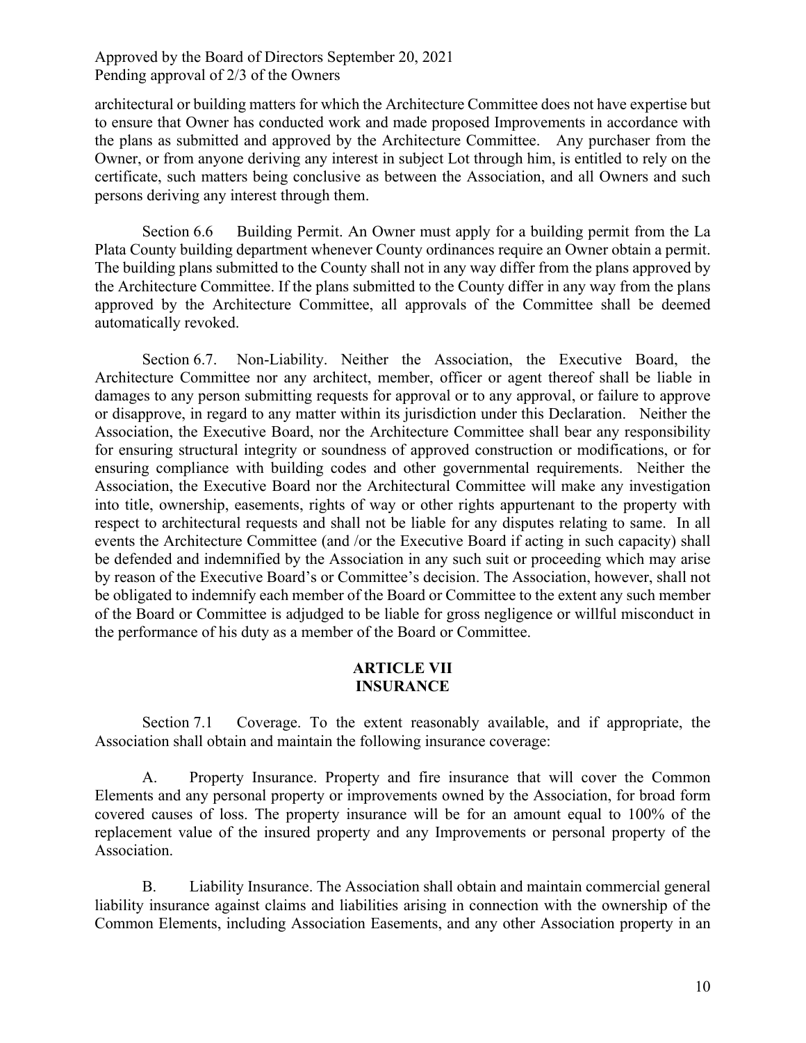architectural or building matters for which the Architecture Committee does not have expertise but to ensure that Owner has conducted work and made proposed Improvements in accordance with the plans as submitted and approved by the Architecture Committee. Any purchaser from the Owner, or from anyone deriving any interest in subject Lot through him, is entitled to rely on the certificate, such matters being conclusive as between the Association, and all Owners and such persons deriving any interest through them.

Section 6.6 Building Permit. An Owner must apply for a building permit from the La Plata County building department whenever County ordinances require an Owner obtain a permit. The building plans submitted to the County shall not in any way differ from the plans approved by the Architecture Committee. If the plans submitted to the County differ in any way from the plans approved by the Architecture Committee, all approvals of the Committee shall be deemed automatically revoked.

Section 6.7. Non-Liability. Neither the Association, the Executive Board, the Architecture Committee nor any architect, member, officer or agent thereof shall be liable in damages to any person submitting requests for approval or to any approval, or failure to approve or disapprove, in regard to any matter within its jurisdiction under this Declaration. Neither the Association, the Executive Board, nor the Architecture Committee shall bear any responsibility for ensuring structural integrity or soundness of approved construction or modifications, or for ensuring compliance with building codes and other governmental requirements. Neither the Association, the Executive Board nor the Architectural Committee will make any investigation into title, ownership, easements, rights of way or other rights appurtenant to the property with respect to architectural requests and shall not be liable for any disputes relating to same. In all events the Architecture Committee (and /or the Executive Board if acting in such capacity) shall be defended and indemnified by the Association in any such suit or proceeding which may arise by reason of the Executive Board's or Committee's decision. The Association, however, shall not be obligated to indemnify each member of the Board or Committee to the extent any such member of the Board or Committee is adjudged to be liable for gross negligence or willful misconduct in the performance of his duty as a member of the Board or Committee.

## ARTICLE VII
## INSURANCE

Section 7.1 Coverage. To the extent reasonably available, and if appropriate, the Association shall obtain and maintain the following insurance coverage:

A. Property Insurance. Property and fire insurance that will cover the Common Elements and any personal property or improvements owned by the Association, for broad form covered causes of loss. The property insurance will be for an amount equal to 100% of the replacement value of the insured property and any Improvements or personal property of the Association.

B. Liability Insurance. The Association shall obtain and maintain commercial general liability insurance against claims and liabilities arising in connection with the ownership of the Common Elements, including Association Easements, and any other Association property in an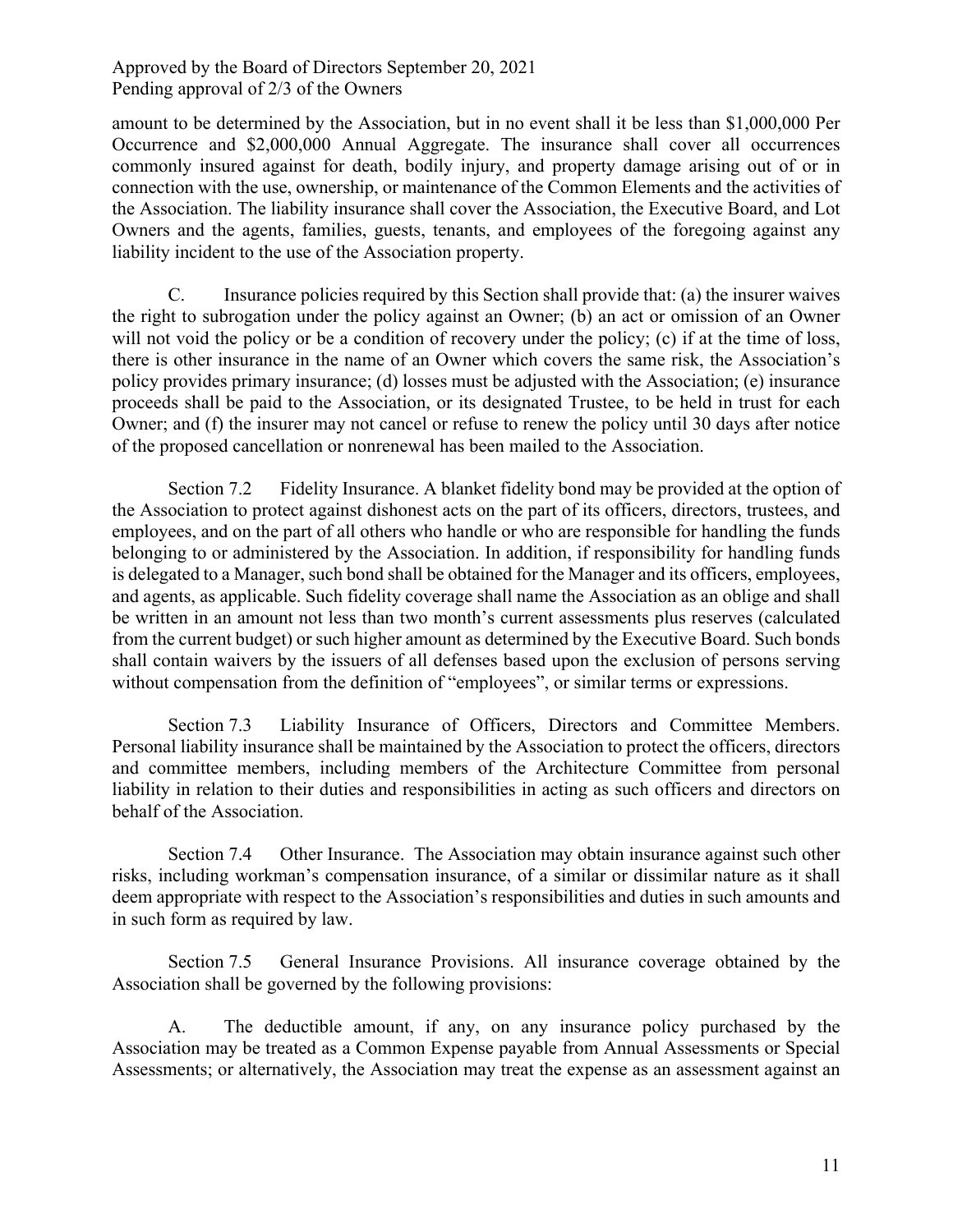amount to be determined by the Association, but in no event shall it be less than $1,000,000 Per Occurrence and $2,000,000 Annual Aggregate. The insurance shall cover all occurrences commonly insured against for death, bodily injury, and property damage arising out of or in connection with the use, ownership, or maintenance of the Common Elements and the activities of the Association. The liability insurance shall cover the Association, the Executive Board, and Lot Owners and the agents, families, guests, tenants, and employees of the foregoing against any liability incident to the use of the Association property.

C. Insurance policies required by this Section shall provide that: (a) the insurer waives the right to subrogation under the policy against an Owner; (b) an act or omission of an Owner will not void the policy or be a condition of recovery under the policy; (c) if at the time of loss, there is other insurance in the name of an Owner which covers the same risk, the Association's policy provides primary insurance; (d) losses must be adjusted with the Association; (e) insurance proceeds shall be paid to the Association, or its designated Trustee, to be held in trust for each Owner; and (f) the insurer may not cancel or refuse to renew the policy until 30 days after notice of the proposed cancellation or nonrenewal has been mailed to the Association.

Section 7.2 Fidelity Insurance. A blanket fidelity bond may be provided at the option of the Association to protect against dishonest acts on the part of its officers, directors, trustees, and employees, and on the part of all others who handle or who are responsible for handling the funds belonging to or administered by the Association. In addition, if responsibility for handling funds is delegated to a Manager, such bond shall be obtained for the Manager and its officers, employees, and agents, as applicable. Such fidelity coverage shall name the Association as an oblige and shall be written in an amount not less than two month's current assessments plus reserves (calculated from the current budget) or such higher amount as determined by the Executive Board. Such bonds shall contain waivers by the issuers of all defenses based upon the exclusion of persons serving without compensation from the definition of "employees", or similar terms or expressions.

Section 7.3 Liability Insurance of Officers, Directors and Committee Members. Personal liability insurance shall be maintained by the Association to protect the officers, directors and committee members, including members of the Architecture Committee from personal liability in relation to their duties and responsibilities in acting as such officers and directors on behalf of the Association.

Section 7.4 Other Insurance. The Association may obtain insurance against such other risks, including workman's compensation insurance, of a similar or dissimilar nature as it shall deem appropriate with respect to the Association's responsibilities and duties in such amounts and in such form as required by law.

Section 7.5 General Insurance Provisions. All insurance coverage obtained by the Association shall be governed by the following provisions:

A. The deductible amount, if any, on any insurance policy purchased by the Association may be treated as a Common Expense payable from Annual Assessments or Special Assessments; or alternatively, the Association may treat the expense as an assessment against an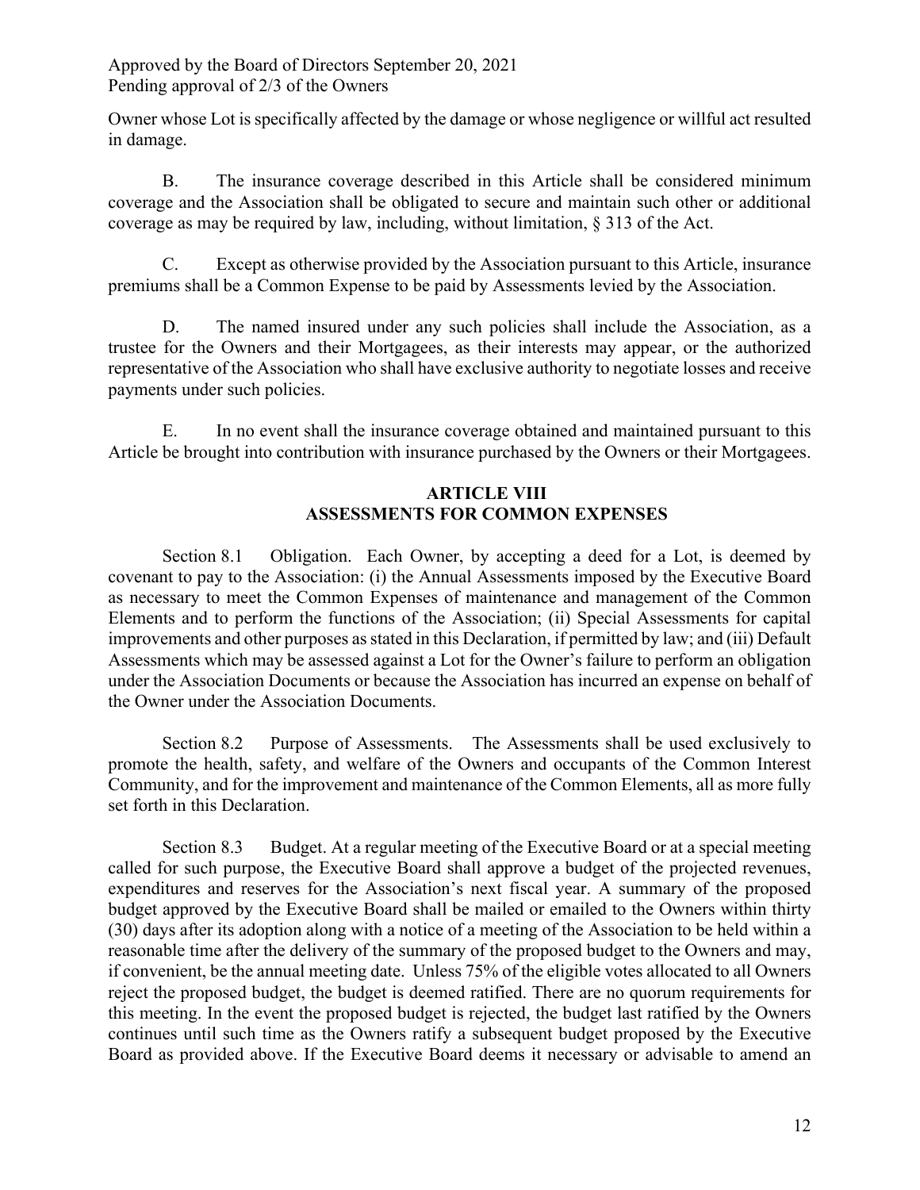Owner whose Lot is specifically affected by the damage or whose negligence or willful act resulted in damage.

B. The insurance coverage described in this Article shall be considered minimum coverage and the Association shall be obligated to secure and maintain such other or additional coverage as may be required by law, including, without limitation, § 313 of the Act.

C. Except as otherwise provided by the Association pursuant to this Article, insurance premiums shall be a Common Expense to be paid by Assessments levied by the Association.

D. The named insured under any such policies shall include the Association, as a trustee for the Owners and their Mortgagees, as their interests may appear, or the authorized representative of the Association who shall have exclusive authority to negotiate losses and receive payments under such policies.

E. In no event shall the insurance coverage obtained and maintained pursuant to this Article be brought into contribution with insurance purchased by the Owners or their Mortgagees.

## ARTICLE VIII
## ASSESSMENTS FOR COMMON EXPENSES

Section 8.1 Obligation. Each Owner, by accepting a deed for a Lot, is deemed by covenant to pay to the Association: (i) the Annual Assessments imposed by the Executive Board as necessary to meet the Common Expenses of maintenance and management of the Common Elements and to perform the functions of the Association; (ii) Special Assessments for capital improvements and other purposes as stated in this Declaration, if permitted by law; and (iii) Default Assessments which may be assessed against a Lot for the Owner's failure to perform an obligation under the Association Documents or because the Association has incurred an expense on behalf of the Owner under the Association Documents.

Section 8.2 Purpose of Assessments. The Assessments shall be used exclusively to promote the health, safety, and welfare of the Owners and occupants of the Common Interest Community, and for the improvement and maintenance of the Common Elements, all as more fully set forth in this Declaration.

Section 8.3 Budget. At a regular meeting of the Executive Board or at a special meeting called for such purpose, the Executive Board shall approve a budget of the projected revenues, expenditures and reserves for the Association's next fiscal year. A summary of the proposed budget approved by the Executive Board shall be mailed or emailed to the Owners within thirty (30) days after its adoption along with a notice of a meeting of the Association to be held within a reasonable time after the delivery of the summary of the proposed budget to the Owners and may, if convenient, be the annual meeting date. Unless 75% of the eligible votes allocated to all Owners reject the proposed budget, the budget is deemed ratified. There are no quorum requirements for this meeting. In the event the proposed budget is rejected, the budget last ratified by the Owners continues until such time as the Owners ratify a subsequent budget proposed by the Executive Board as provided above. If the Executive Board deems it necessary or advisable to amend an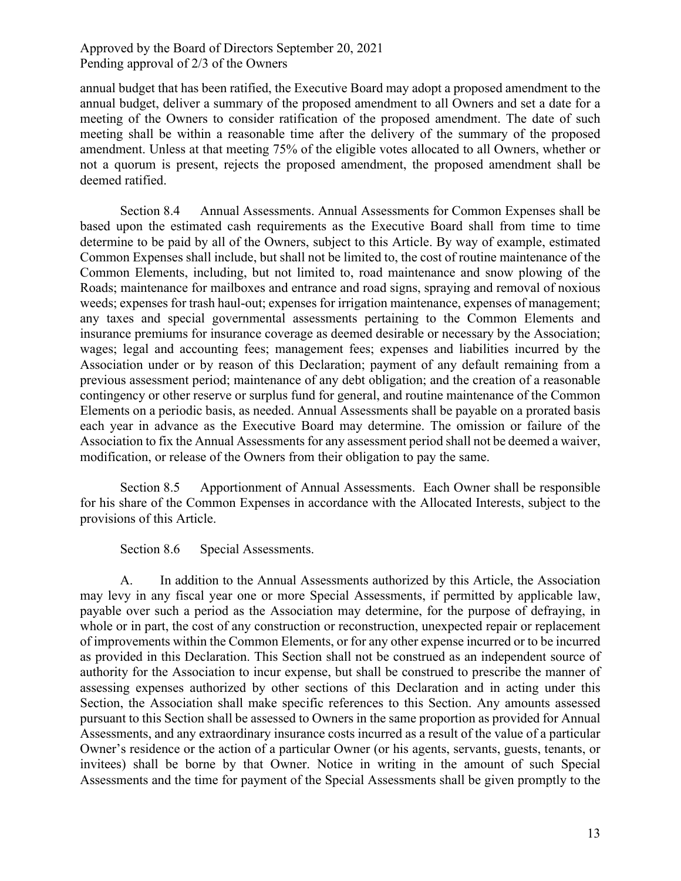annual budget that has been ratified, the Executive Board may adopt a proposed amendment to the annual budget, deliver a summary of the proposed amendment to all Owners and set a date for a meeting of the Owners to consider ratification of the proposed amendment. The date of such meeting shall be within a reasonable time after the delivery of the summary of the proposed amendment. Unless at that meeting 75% of the eligible votes allocated to all Owners, whether or not a quorum is present, rejects the proposed amendment, the proposed amendment shall be deemed ratified.

Section 8.4 Annual Assessments. Annual Assessments for Common Expenses shall be based upon the estimated cash requirements as the Executive Board shall from time to time determine to be paid by all of the Owners, subject to this Article. By way of example, estimated Common Expenses shall include, but shall not be limited to, the cost of routine maintenance of the Common Elements, including, but not limited to, road maintenance and snow plowing of the Roads; maintenance for mailboxes and entrance and road signs, spraying and removal of noxious weeds; expenses for trash haul-out; expenses for irrigation maintenance, expenses of management; any taxes and special governmental assessments pertaining to the Common Elements and insurance premiums for insurance coverage as deemed desirable or necessary by the Association; wages; legal and accounting fees; management fees; expenses and liabilities incurred by the Association under or by reason of this Declaration; payment of any default remaining from a previous assessment period; maintenance of any debt obligation; and the creation of a reasonable contingency or other reserve or surplus fund for general, and routine maintenance of the Common Elements on a periodic basis, as needed. Annual Assessments shall be payable on a prorated basis each year in advance as the Executive Board may determine. The omission or failure of the Association to fix the Annual Assessments for any assessment period shall not be deemed a waiver, modification, or release of the Owners from their obligation to pay the same.

Section 8.5 Apportionment of Annual Assessments. Each Owner shall be responsible for his share of the Common Expenses in accordance with the Allocated Interests, subject to the provisions of this Article.

Section 8.6 Special Assessments.

A. In addition to the Annual Assessments authorized by this Article, the Association may levy in any fiscal year one or more Special Assessments, if permitted by applicable law, payable over such a period as the Association may determine, for the purpose of defraying, in whole or in part, the cost of any construction or reconstruction, unexpected repair or replacement of improvements within the Common Elements, or for any other expense incurred or to be incurred as provided in this Declaration. This Section shall not be construed as an independent source of authority for the Association to incur expense, but shall be construed to prescribe the manner of assessing expenses authorized by other sections of this Declaration and in acting under this Section, the Association shall make specific references to this Section. Any amounts assessed pursuant to this Section shall be assessed to Owners in the same proportion as provided for Annual Assessments, and any extraordinary insurance costs incurred as a result of the value of a particular Owner's residence or the action of a particular Owner (or his agents, servants, guests, tenants, or invitees) shall be borne by that Owner. Notice in writing in the amount of such Special Assessments and the time for payment of the Special Assessments shall be given promptly to the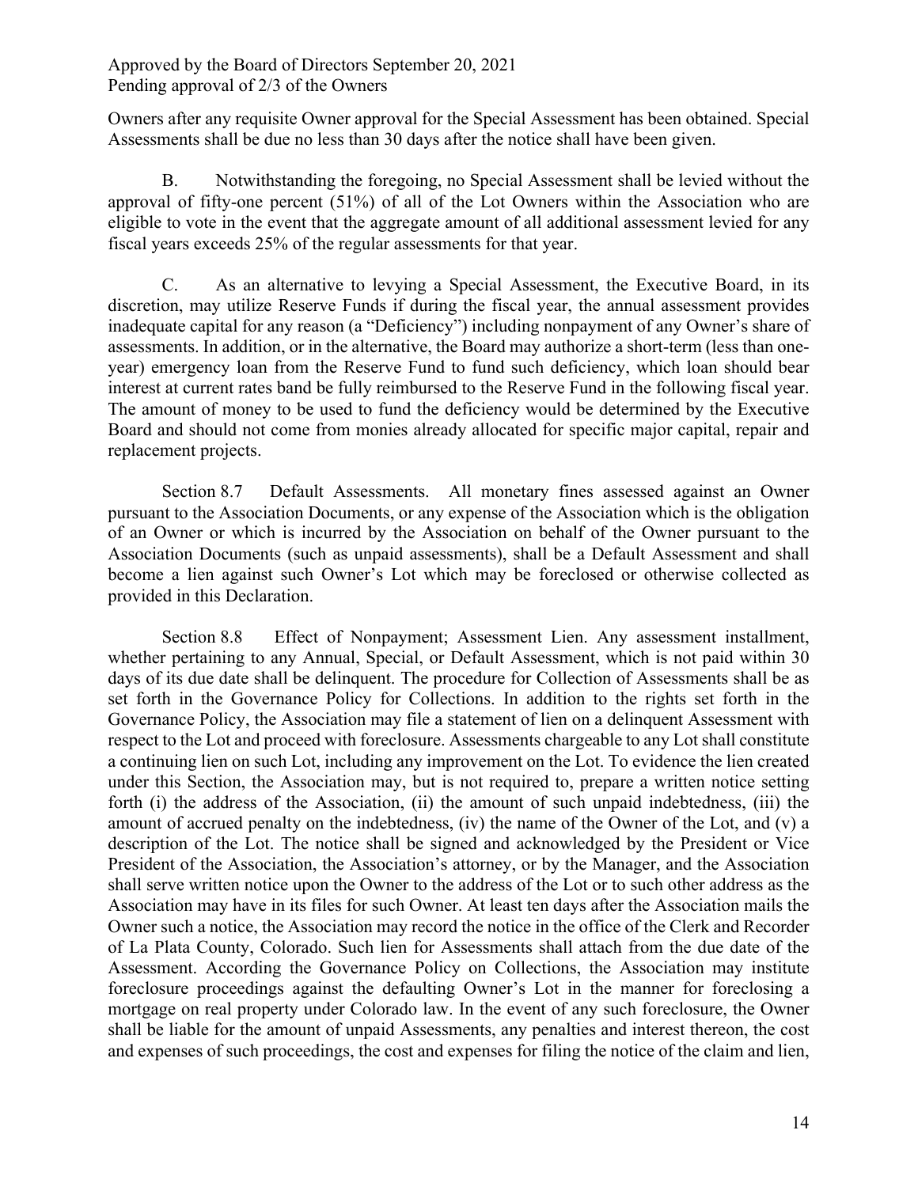Owners after any requisite Owner approval for the Special Assessment has been obtained. Special Assessments shall be due no less than 30 days after the notice shall have been given.

B. Notwithstanding the foregoing, no Special Assessment shall be levied without the approval of fifty-one percent (51%) of all of the Lot Owners within the Association who are eligible to vote in the event that the aggregate amount of all additional assessment levied for any fiscal years exceeds 25% of the regular assessments for that year.

C. As an alternative to levying a Special Assessment, the Executive Board, in its discretion, may utilize Reserve Funds if during the fiscal year, the annual assessment provides inadequate capital for any reason (a "Deficiency") including nonpayment of any Owner's share of assessments. In addition, or in the alternative, the Board may authorize a short-term (less than one-year) emergency loan from the Reserve Fund to fund such deficiency, which loan should bear interest at current rates band be fully reimbursed to the Reserve Fund in the following fiscal year. The amount of money to be used to fund the deficiency would be determined by the Executive Board and should not come from monies already allocated for specific major capital, repair and replacement projects.

Section 8.7 Default Assessments. All monetary fines assessed against an Owner pursuant to the Association Documents, or any expense of the Association which is the obligation of an Owner or which is incurred by the Association on behalf of the Owner pursuant to the Association Documents (such as unpaid assessments), shall be a Default Assessment and shall become a lien against such Owner's Lot which may be foreclosed or otherwise collected as provided in this Declaration.

Section 8.8 Effect of Nonpayment; Assessment Lien. Any assessment installment, whether pertaining to any Annual, Special, or Default Assessment, which is not paid within 30 days of its due date shall be delinquent. The procedure for Collection of Assessments shall be as set forth in the Governance Policy for Collections. In addition to the rights set forth in the Governance Policy, the Association may file a statement of lien on a delinquent Assessment with respect to the Lot and proceed with foreclosure. Assessments chargeable to any Lot shall constitute a continuing lien on such Lot, including any improvement on the Lot. To evidence the lien created under this Section, the Association may, but is not required to, prepare a written notice setting forth (i) the address of the Association, (ii) the amount of such unpaid indebtedness, (iii) the amount of accrued penalty on the indebtedness, (iv) the name of the Owner of the Lot, and (v) a description of the Lot. The notice shall be signed and acknowledged by the President or Vice President of the Association, the Association's attorney, or by the Manager, and the Association shall serve written notice upon the Owner to the address of the Lot or to such other address as the Association may have in its files for such Owner. At least ten days after the Association mails the Owner such a notice, the Association may record the notice in the office of the Clerk and Recorder of La Plata County, Colorado. Such lien for Assessments shall attach from the due date of the Assessment. According the Governance Policy on Collections, the Association may institute foreclosure proceedings against the defaulting Owner's Lot in the manner for foreclosing a mortgage on real property under Colorado law. In the event of any such foreclosure, the Owner shall be liable for the amount of unpaid Assessments, any penalties and interest thereon, the cost and expenses of such proceedings, the cost and expenses for filing the notice of the claim and lien,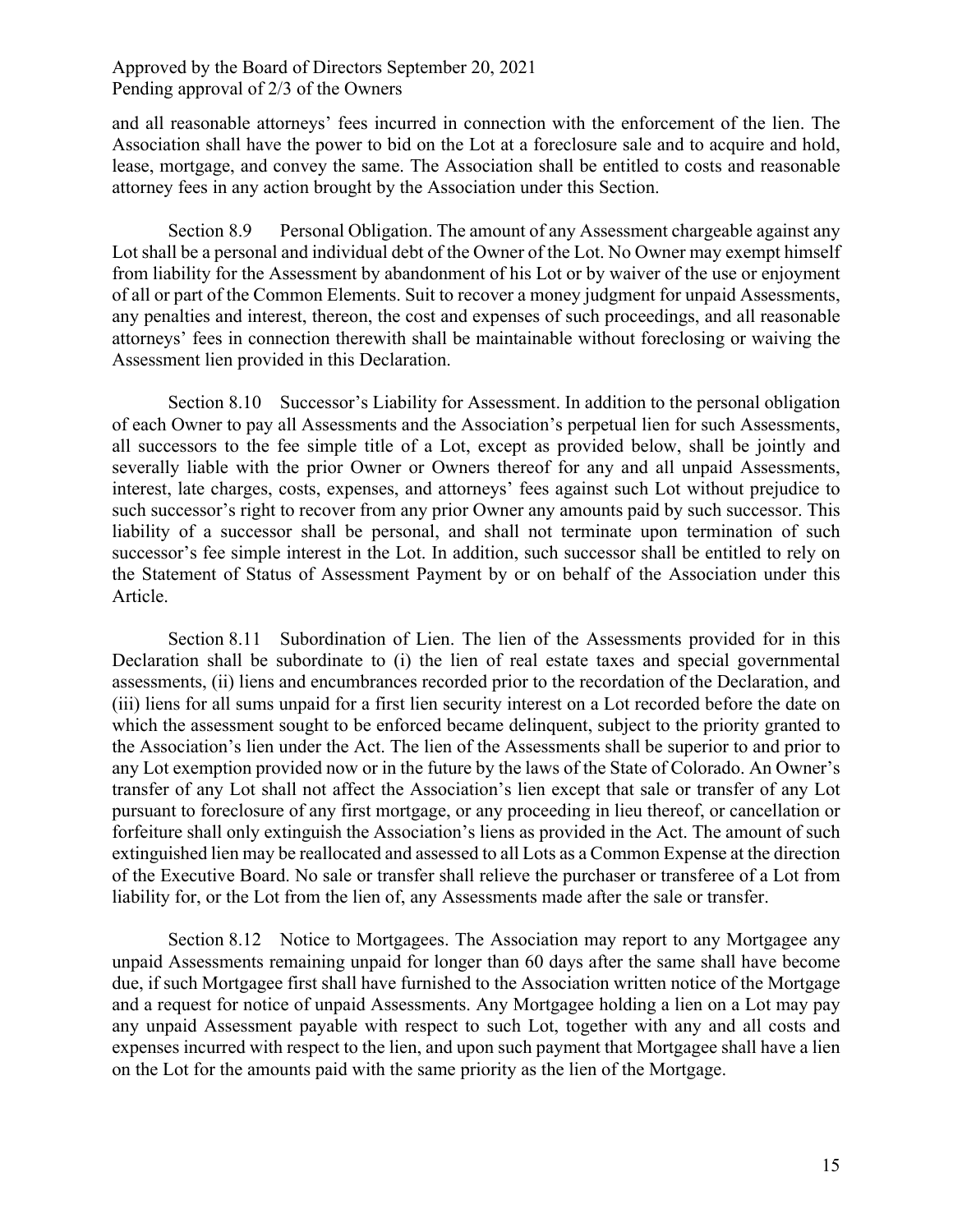and all reasonable attorneys' fees incurred in connection with the enforcement of the lien. The Association shall have the power to bid on the Lot at a foreclosure sale and to acquire and hold, lease, mortgage, and convey the same. The Association shall be entitled to costs and reasonable attorney fees in any action brought by the Association under this Section.

Section 8.9 Personal Obligation. The amount of any Assessment chargeable against any Lot shall be a personal and individual debt of the Owner of the Lot. No Owner may exempt himself from liability for the Assessment by abandonment of his Lot or by waiver of the use or enjoyment of all or part of the Common Elements. Suit to recover a money judgment for unpaid Assessments, any penalties and interest, thereon, the cost and expenses of such proceedings, and all reasonable attorneys' fees in connection therewith shall be maintainable without foreclosing or waiving the Assessment lien provided in this Declaration.

Section 8.10 Successor's Liability for Assessment. In addition to the personal obligation of each Owner to pay all Assessments and the Association's perpetual lien for such Assessments, all successors to the fee simple title of a Lot, except as provided below, shall be jointly and severally liable with the prior Owner or Owners thereof for any and all unpaid Assessments, interest, late charges, costs, expenses, and attorneys' fees against such Lot without prejudice to such successor's right to recover from any prior Owner any amounts paid by such successor. This liability of a successor shall be personal, and shall not terminate upon termination of such successor's fee simple interest in the Lot. In addition, such successor shall be entitled to rely on the Statement of Status of Assessment Payment by or on behalf of the Association under this Article.

Section 8.11 Subordination of Lien. The lien of the Assessments provided for in this Declaration shall be subordinate to (i) the lien of real estate taxes and special governmental assessments, (ii) liens and encumbrances recorded prior to the recordation of the Declaration, and (iii) liens for all sums unpaid for a first lien security interest on a Lot recorded before the date on which the assessment sought to be enforced became delinquent, subject to the priority granted to the Association's lien under the Act. The lien of the Assessments shall be superior to and prior to any Lot exemption provided now or in the future by the laws of the State of Colorado. An Owner's transfer of any Lot shall not affect the Association's lien except that sale or transfer of any Lot pursuant to foreclosure of any first mortgage, or any proceeding in lieu thereof, or cancellation or forfeiture shall only extinguish the Association's liens as provided in the Act. The amount of such extinguished lien may be reallocated and assessed to all Lots as a Common Expense at the direction of the Executive Board. No sale or transfer shall relieve the purchaser or transferee of a Lot from liability for, or the Lot from the lien of, any Assessments made after the sale or transfer.

Section 8.12 Notice to Mortgagees. The Association may report to any Mortgagee any unpaid Assessments remaining unpaid for longer than 60 days after the same shall have become due, if such Mortgagee first shall have furnished to the Association written notice of the Mortgage and a request for notice of unpaid Assessments. Any Mortgagee holding a lien on a Lot may pay any unpaid Assessment payable with respect to such Lot, together with any and all costs and expenses incurred with respect to the lien, and upon such payment that Mortgagee shall have a lien on the Lot for the amounts paid with the same priority as the lien of the Mortgage.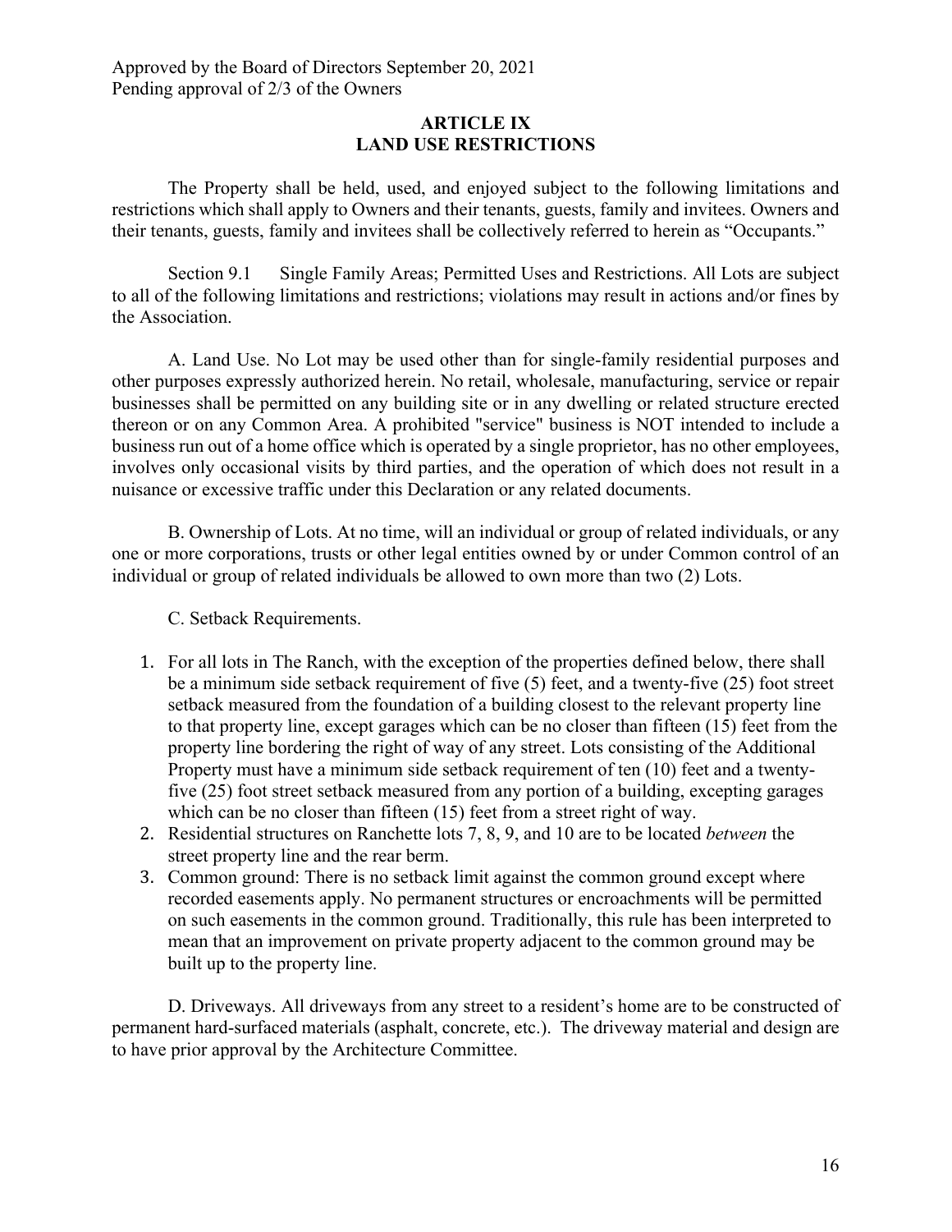Approved by the Board of Directors September 20, 2021
Pending approval of 2/3 of the Owners

## ARTICLE IX
## LAND USE RESTRICTIONS

The Property shall be held, used, and enjoyed subject to the following limitations and restrictions which shall apply to Owners and their tenants, guests, family and invitees. Owners and their tenants, guests, family and invitees shall be collectively referred to herein as "Occupants."

Section 9.1 Single Family Areas; Permitted Uses and Restrictions. All Lots are subject to all of the following limitations and restrictions; violations may result in actions and/or fines by the Association.

A. Land Use. No Lot may be used other than for single-family residential purposes and other purposes expressly authorized herein. No retail, wholesale, manufacturing, service or repair businesses shall be permitted on any building site or in any dwelling or related structure erected thereon or on any Common Area. A prohibited "service" business is NOT intended to include a business run out of a home office which is operated by a single proprietor, has no other employees, involves only occasional visits by third parties, and the operation of which does not result in a nuisance or excessive traffic under this Declaration or any related documents.

B. Ownership of Lots. At no time, will an individual or group of related individuals, or any one or more corporations, trusts or other legal entities owned by or under Common control of an individual or group of related individuals be allowed to own more than two (2) Lots.

C. Setback Requirements.

1. For all lots in The Ranch, with the exception of the properties defined below, there shall be a minimum side setback requirement of five (5) feet, and a twenty-five (25) foot street setback measured from the foundation of a building closest to the relevant property line to that property line, except garages which can be no closer than fifteen (15) feet from the property line bordering the right of way of any street. Lots consisting of the Additional Property must have a minimum side setback requirement of ten (10) feet and a twenty-five (25) foot street setback measured from any portion of a building, excepting garages which can be no closer than fifteen (15) feet from a street right of way.
2. Residential structures on Ranchette lots 7, 8, 9, and 10 are to be located *between* the street property line and the rear berm.
3. Common ground: There is no setback limit against the common ground except where recorded easements apply. No permanent structures or encroachments will be permitted on such easements in the common ground. Traditionally, this rule has been interpreted to mean that an improvement on private property adjacent to the common ground may be built up to the property line.

D. Driveways. All driveways from any street to a resident's home are to be constructed of permanent hard-surfaced materials (asphalt, concrete, etc.). The driveway material and design are to have prior approval by the Architecture Committee.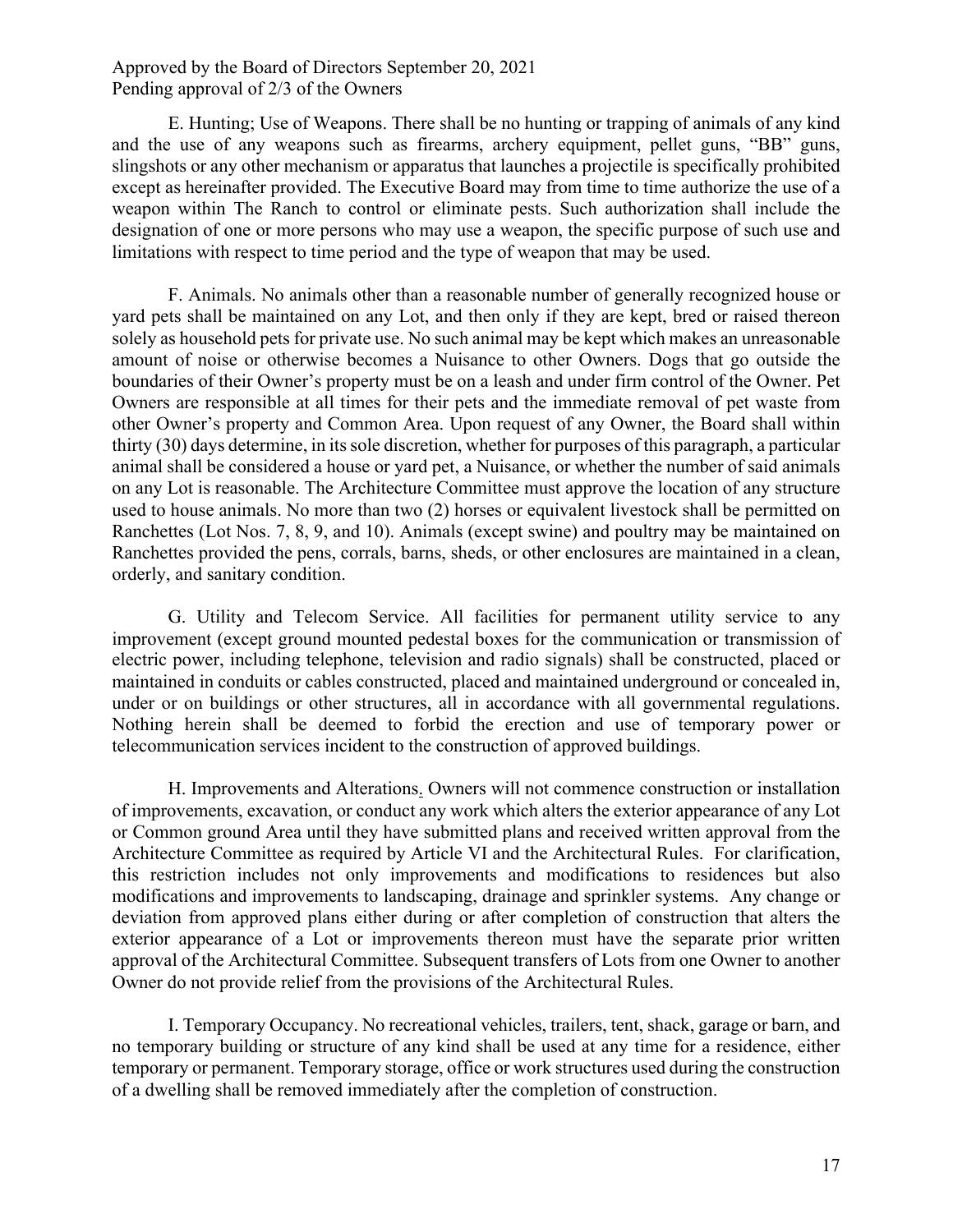E. Hunting; Use of Weapons. There shall be no hunting or trapping of animals of any kind and the use of any weapons such as firearms, archery equipment, pellet guns, "BB" guns, slingshots or any other mechanism or apparatus that launches a projectile is specifically prohibited except as hereinafter provided. The Executive Board may from time to time authorize the use of a weapon within The Ranch to control or eliminate pests. Such authorization shall include the designation of one or more persons who may use a weapon, the specific purpose of such use and limitations with respect to time period and the type of weapon that may be used.

F. Animals. No animals other than a reasonable number of generally recognized house or yard pets shall be maintained on any Lot, and then only if they are kept, bred or raised thereon solely as household pets for private use. No such animal may be kept which makes an unreasonable amount of noise or otherwise becomes a Nuisance to other Owners. Dogs that go outside the boundaries of their Owner's property must be on a leash and under firm control of the Owner. Pet Owners are responsible at all times for their pets and the immediate removal of pet waste from other Owner's property and Common Area. Upon request of any Owner, the Board shall within thirty (30) days determine, in its sole discretion, whether for purposes of this paragraph, a particular animal shall be considered a house or yard pet, a Nuisance, or whether the number of said animals on any Lot is reasonable. The Architecture Committee must approve the location of any structure used to house animals. No more than two (2) horses or equivalent livestock shall be permitted on Ranchettes (Lot Nos. 7, 8, 9, and 10). Animals (except swine) and poultry may be maintained on Ranchettes provided the pens, corrals, barns, sheds, or other enclosures are maintained in a clean, orderly, and sanitary condition.

G. Utility and Telecom Service. All facilities for permanent utility service to any improvement (except ground mounted pedestal boxes for the communication or transmission of electric power, including telephone, television and radio signals) shall be constructed, placed or maintained in conduits or cables constructed, placed and maintained underground or concealed in, under or on buildings or other structures, all in accordance with all governmental regulations. Nothing herein shall be deemed to forbid the erection and use of temporary power or telecommunication services incident to the construction of approved buildings.

H. Improvements and Alterations. Owners will not commence construction or installation of improvements, excavation, or conduct any work which alters the exterior appearance of any Lot or Common ground Area until they have submitted plans and received written approval from the Architecture Committee as required by Article VI and the Architectural Rules. For clarification, this restriction includes not only improvements and modifications to residences but also modifications and improvements to landscaping, drainage and sprinkler systems. Any change or deviation from approved plans either during or after completion of construction that alters the exterior appearance of a Lot or improvements thereon must have the separate prior written approval of the Architectural Committee. Subsequent transfers of Lots from one Owner to another Owner do not provide relief from the provisions of the Architectural Rules.

I. Temporary Occupancy. No recreational vehicles, trailers, tent, shack, garage or barn, and no temporary building or structure of any kind shall be used at any time for a residence, either temporary or permanent. Temporary storage, office or work structures used during the construction of a dwelling shall be removed immediately after the completion of construction.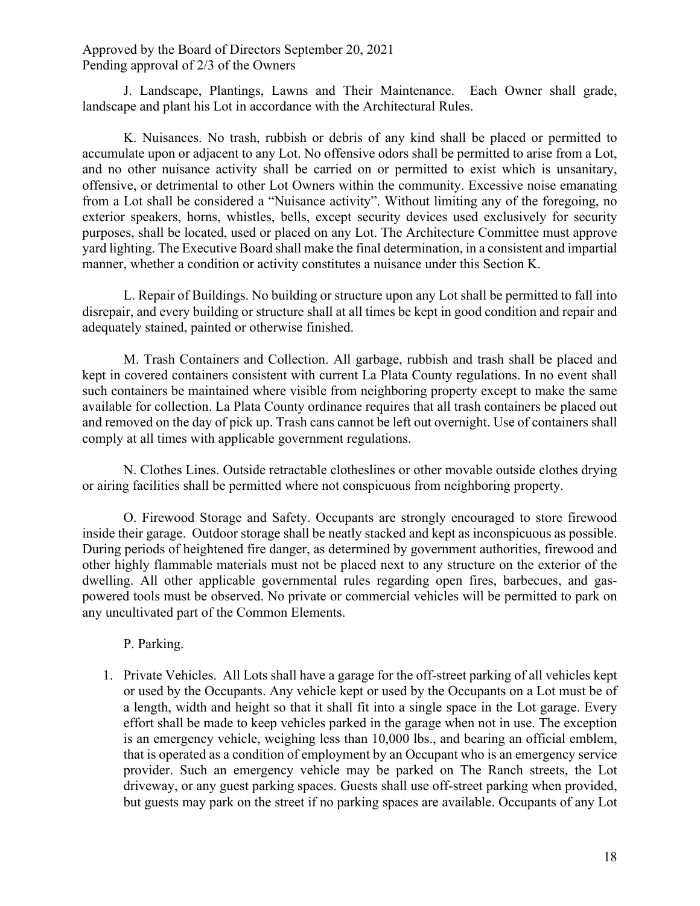Approved by the Board of Directors September 20, 2021
Pending approval of 2/3 of the Owners

J. Landscape, Plantings, Lawns and Their Maintenance. Each Owner shall grade, landscape and plant his Lot in accordance with the Architectural Rules.

K. Nuisances. No trash, rubbish or debris of any kind shall be placed or permitted to accumulate upon or adjacent to any Lot. No offensive odors shall be permitted to arise from a Lot, and no other nuisance activity shall be carried on or permitted to exist which is unsanitary, offensive, or detrimental to other Lot Owners within the community. Excessive noise emanating from a Lot shall be considered a "Nuisance activity". Without limiting any of the foregoing, no exterior speakers, horns, whistles, bells, except security devices used exclusively for security purposes, shall be located, used or placed on any Lot. The Architecture Committee must approve yard lighting. The Executive Board shall make the final determination, in a consistent and impartial manner, whether a condition or activity constitutes a nuisance under this Section K.

L. Repair of Buildings. No building or structure upon any Lot shall be permitted to fall into disrepair, and every building or structure shall at all times be kept in good condition and repair and adequately stained, painted or otherwise finished.

M. Trash Containers and Collection. All garbage, rubbish and trash shall be placed and kept in covered containers consistent with current La Plata County regulations. In no event shall such containers be maintained where visible from neighboring property except to make the same available for collection. La Plata County ordinance requires that all trash containers be placed out and removed on the day of pick up. Trash cans cannot be left out overnight. Use of containers shall comply at all times with applicable government regulations.

N. Clothes Lines. Outside retractable clotheslines or other movable outside clothes drying or airing facilities shall be permitted where not conspicuous from neighboring property.

O. Firewood Storage and Safety. Occupants are strongly encouraged to store firewood inside their garage. Outdoor storage shall be neatly stacked and kept as inconspicuous as possible. During periods of heightened fire danger, as determined by government authorities, firewood and other highly flammable materials must not be placed next to any structure on the exterior of the dwelling. All other applicable governmental rules regarding open fires, barbecues, and gas-powered tools must be observed. No private or commercial vehicles will be permitted to park on any uncultivated part of the Common Elements.

P. Parking.

1. Private Vehicles. All Lots shall have a garage for the off-street parking of all vehicles kept or used by the Occupants. Any vehicle kept or used by the Occupants on a Lot must be of a length, width and height so that it shall fit into a single space in the Lot garage. Every effort shall be made to keep vehicles parked in the garage when not in use. The exception is an emergency vehicle, weighing less than 10,000 lbs., and bearing an official emblem, that is operated as a condition of employment by an Occupant who is an emergency service provider. Such an emergency vehicle may be parked on The Ranch streets, the Lot driveway, or any guest parking spaces. Guests shall use off-street parking when provided, but guests may park on the street if no parking spaces are available. Occupants of any Lot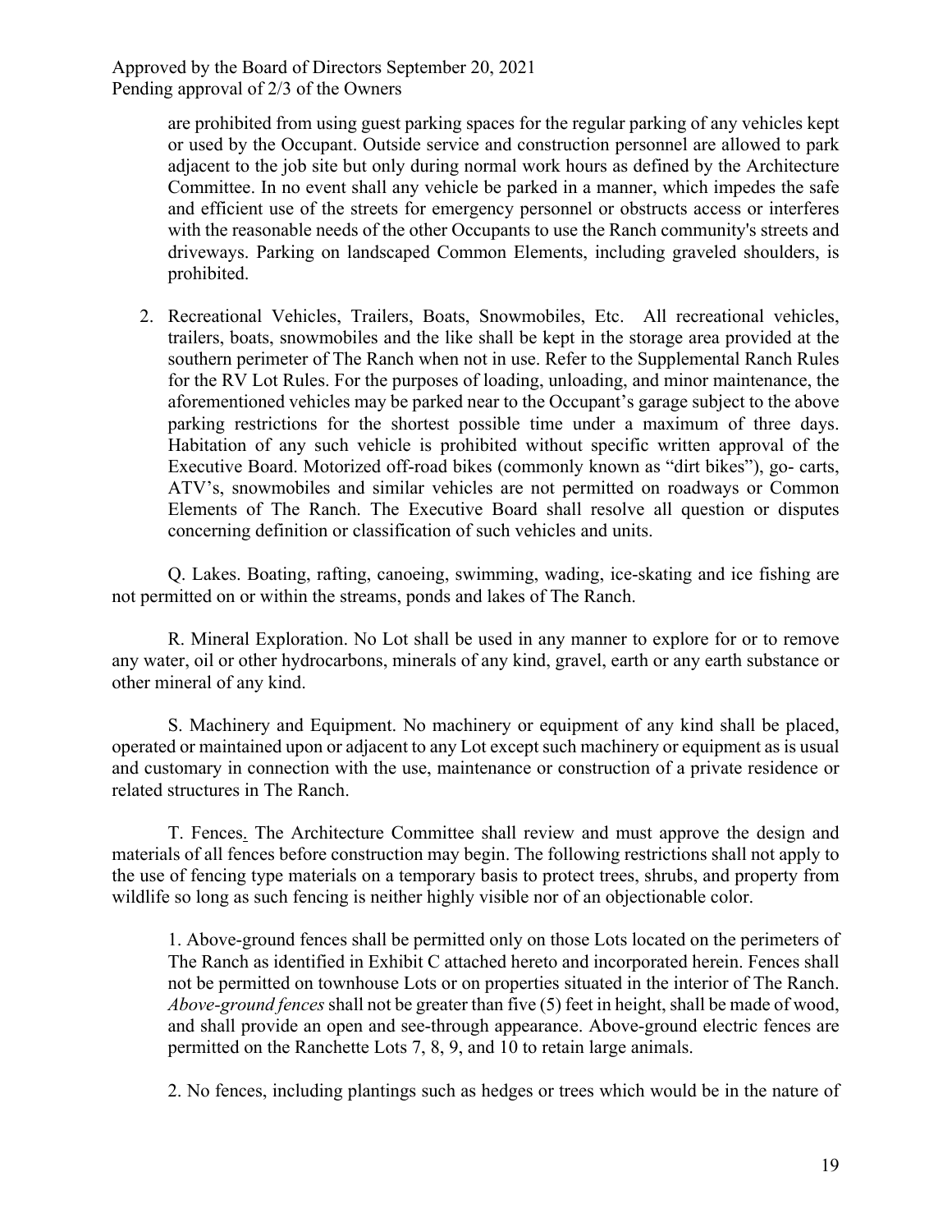are prohibited from using guest parking spaces for the regular parking of any vehicles kept or used by the Occupant. Outside service and construction personnel are allowed to park adjacent to the job site but only during normal work hours as defined by the Architecture Committee. In no event shall any vehicle be parked in a manner, which impedes the safe and efficient use of the streets for emergency personnel or obstructs access or interferes with the reasonable needs of the other Occupants to use the Ranch community's streets and driveways. Parking on landscaped Common Elements, including graveled shoulders, is prohibited.

2. Recreational Vehicles, Trailers, Boats, Snowmobiles, Etc. All recreational vehicles, trailers, boats, snowmobiles and the like shall be kept in the storage area provided at the southern perimeter of The Ranch when not in use. Refer to the Supplemental Ranch Rules for the RV Lot Rules. For the purposes of loading, unloading, and minor maintenance, the aforementioned vehicles may be parked near to the Occupant's garage subject to the above parking restrictions for the shortest possible time under a maximum of three days. Habitation of any such vehicle is prohibited without specific written approval of the Executive Board. Motorized off-road bikes (commonly known as "dirt bikes"), go- carts, ATV's, snowmobiles and similar vehicles are not permitted on roadways or Common Elements of The Ranch. The Executive Board shall resolve all question or disputes concerning definition or classification of such vehicles and units.

Q. Lakes. Boating, rafting, canoeing, swimming, wading, ice-skating and ice fishing are not permitted on or within the streams, ponds and lakes of The Ranch.

R. Mineral Exploration. No Lot shall be used in any manner to explore for or to remove any water, oil or other hydrocarbons, minerals of any kind, gravel, earth or any earth substance or other mineral of any kind.

S. Machinery and Equipment. No machinery or equipment of any kind shall be placed, operated or maintained upon or adjacent to any Lot except such machinery or equipment as is usual and customary in connection with the use, maintenance or construction of a private residence or related structures in The Ranch.

T. Fences. The Architecture Committee shall review and must approve the design and materials of all fences before construction may begin. The following restrictions shall not apply to the use of fencing type materials on a temporary basis to protect trees, shrubs, and property from wildlife so long as such fencing is neither highly visible nor of an objectionable color.

1. Above-ground fences shall be permitted only on those Lots located on the perimeters of The Ranch as identified in Exhibit C attached hereto and incorporated herein. Fences shall not be permitted on townhouse Lots or on properties situated in the interior of The Ranch. *Above-ground fences* shall not be greater than five (5) feet in height, shall be made of wood, and shall provide an open and see-through appearance. Above-ground electric fences are permitted on the Ranchette Lots 7, 8, 9, and 10 to retain large animals.

2. No fences, including plantings such as hedges or trees which would be in the nature of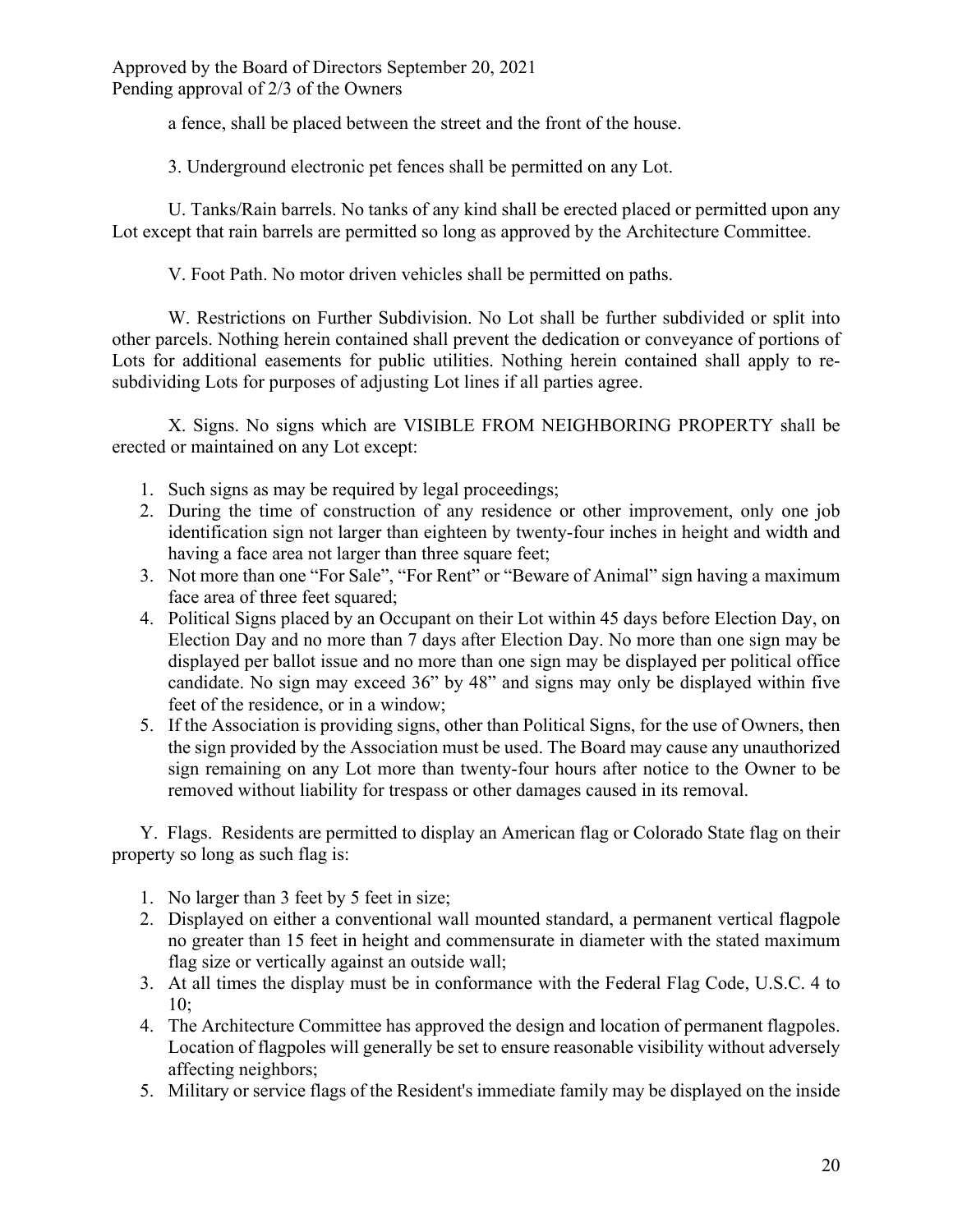a fence, shall be placed between the street and the front of the house.

3. Underground electronic pet fences shall be permitted on any Lot.

U. Tanks/Rain barrels. No tanks of any kind shall be erected placed or permitted upon any Lot except that rain barrels are permitted so long as approved by the Architecture Committee.

V. Foot Path. No motor driven vehicles shall be permitted on paths.

W. Restrictions on Further Subdivision. No Lot shall be further subdivided or split into other parcels. Nothing herein contained shall prevent the dedication or conveyance of portions of Lots for additional easements for public utilities. Nothing herein contained shall apply to re-subdividing Lots for purposes of adjusting Lot lines if all parties agree.

X. Signs. No signs which are VISIBLE FROM NEIGHBORING PROPERTY shall be erected or maintained on any Lot except:

1. Such signs as may be required by legal proceedings;
2. During the time of construction of any residence or other improvement, only one job identification sign not larger than eighteen by twenty-four inches in height and width and having a face area not larger than three square feet;
3. Not more than one "For Sale", "For Rent" or "Beware of Animal" sign having a maximum face area of three feet squared;
4. Political Signs placed by an Occupant on their Lot within 45 days before Election Day, on Election Day and no more than 7 days after Election Day. No more than one sign may be displayed per ballot issue and no more than one sign may be displayed per political office candidate. No sign may exceed 36" by 48" and signs may only be displayed within five feet of the residence, or in a window;
5. If the Association is providing signs, other than Political Signs, for the use of Owners, then the sign provided by the Association must be used. The Board may cause any unauthorized sign remaining on any Lot more than twenty-four hours after notice to the Owner to be removed without liability for trespass or other damages caused in its removal.

Y. Flags. Residents are permitted to display an American flag or Colorado State flag on their property so long as such flag is:

1. No larger than 3 feet by 5 feet in size;
2. Displayed on either a conventional wall mounted standard, a permanent vertical flagpole no greater than 15 feet in height and commensurate in diameter with the stated maximum flag size or vertically against an outside wall;
3. At all times the display must be in conformance with the Federal Flag Code, U.S.C. 4 to 10;
4. The Architecture Committee has approved the design and location of permanent flagpoles. Location of flagpoles will generally be set to ensure reasonable visibility without adversely affecting neighbors;
5. Military or service flags of the Resident's immediate family may be displayed on the inside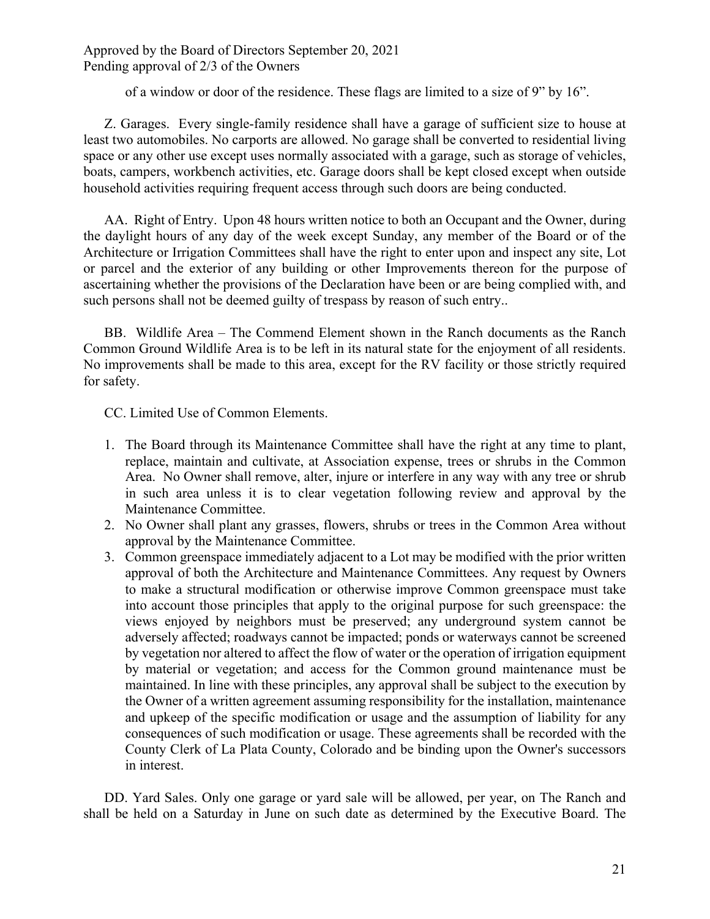of a window or door of the residence. These flags are limited to a size of 9” by 16”.

Z. Garages. Every single-family residence shall have a garage of sufficient size to house at least two automobiles. No carports are allowed. No garage shall be converted to residential living space or any other use except uses normally associated with a garage, such as storage of vehicles, boats, campers, workbench activities, etc. Garage doors shall be kept closed except when outside household activities requiring frequent access through such doors are being conducted.

AA. Right of Entry. Upon 48 hours written notice to both an Occupant and the Owner, during the daylight hours of any day of the week except Sunday, any member of the Board or of the Architecture or Irrigation Committees shall have the right to enter upon and inspect any site, Lot or parcel and the exterior of any building or other Improvements thereon for the purpose of ascertaining whether the provisions of the Declaration have been or are being complied with, and such persons shall not be deemed guilty of trespass by reason of such entry..

BB. Wildlife Area – The Commend Element shown in the Ranch documents as the Ranch Common Ground Wildlife Area is to be left in its natural state for the enjoyment of all residents. No improvements shall be made to this area, except for the RV facility or those strictly required for safety.

CC. Limited Use of Common Elements.

1. The Board through its Maintenance Committee shall have the right at any time to plant, replace, maintain and cultivate, at Association expense, trees or shrubs in the Common Area. No Owner shall remove, alter, injure or interfere in any way with any tree or shrub in such area unless it is to clear vegetation following review and approval by the Maintenance Committee.
2. No Owner shall plant any grasses, flowers, shrubs or trees in the Common Area without approval by the Maintenance Committee.
3. Common greenspace immediately adjacent to a Lot may be modified with the prior written approval of both the Architecture and Maintenance Committees. Any request by Owners to make a structural modification or otherwise improve Common greenspace must take into account those principles that apply to the original purpose for such greenspace: the views enjoyed by neighbors must be preserved; any underground system cannot be adversely affected; roadways cannot be impacted; ponds or waterways cannot be screened by vegetation nor altered to affect the flow of water or the operation of irrigation equipment by material or vegetation; and access for the Common ground maintenance must be maintained. In line with these principles, any approval shall be subject to the execution by the Owner of a written agreement assuming responsibility for the installation, maintenance and upkeep of the specific modification or usage and the assumption of liability for any consequences of such modification or usage. These agreements shall be recorded with the County Clerk of La Plata County, Colorado and be binding upon the Owner's successors in interest.

DD. Yard Sales. Only one garage or yard sale will be allowed, per year, on The Ranch and shall be held on a Saturday in June on such date as determined by the Executive Board. The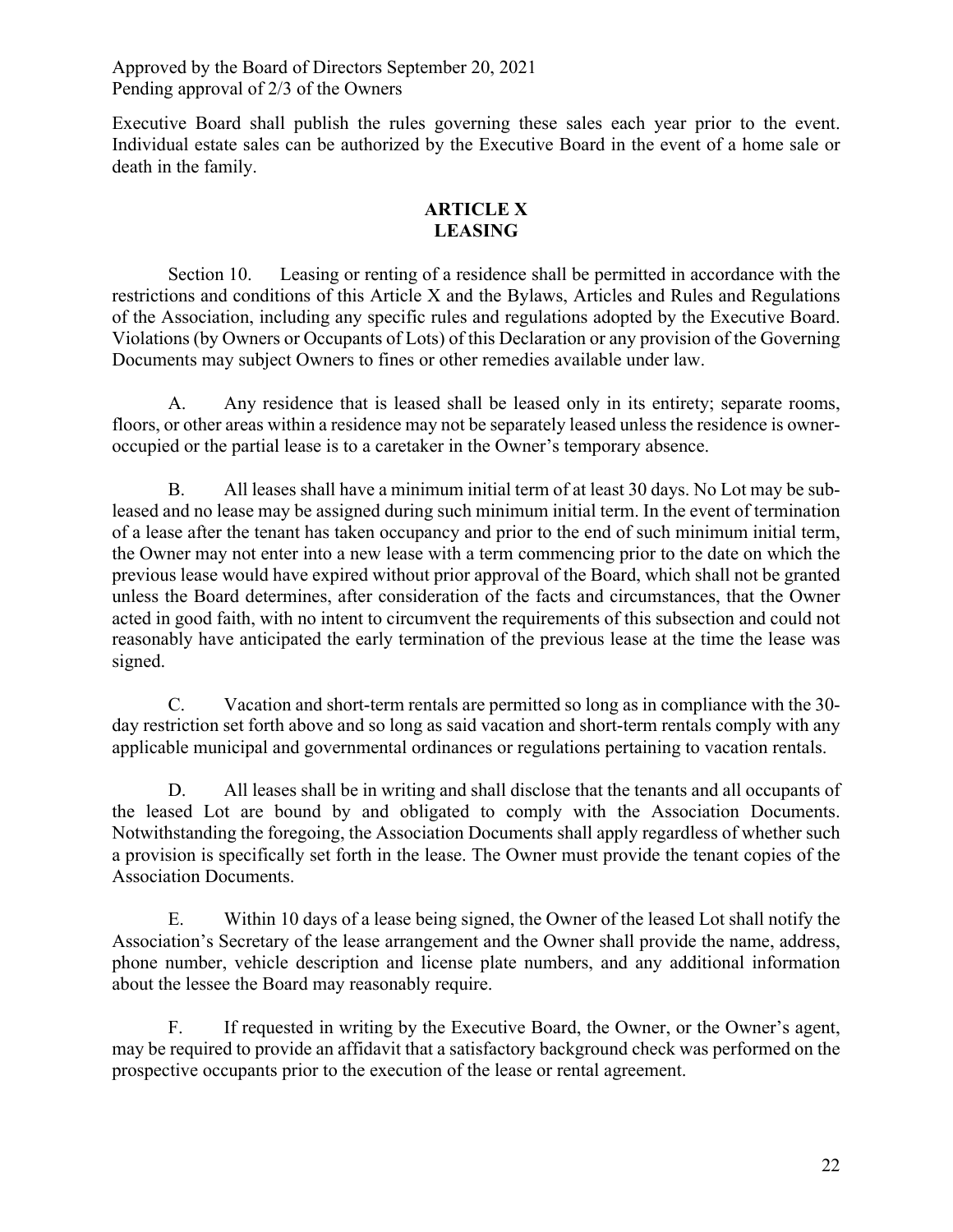Approved by the Board of Directors September 20, 2021
Pending approval of 2/3 of the Owners

Executive Board shall publish the rules governing these sales each year prior to the event. Individual estate sales can be authorized by the Executive Board in the event of a home sale or death in the family.

## ARTICLE X
## LEASING

Section 10. Leasing or renting of a residence shall be permitted in accordance with the restrictions and conditions of this Article X and the Bylaws, Articles and Rules and Regulations of the Association, including any specific rules and regulations adopted by the Executive Board. Violations (by Owners or Occupants of Lots) of this Declaration or any provision of the Governing Documents may subject Owners to fines or other remedies available under law.

A. Any residence that is leased shall be leased only in its entirety; separate rooms, floors, or other areas within a residence may not be separately leased unless the residence is owner-occupied or the partial lease is to a caretaker in the Owner's temporary absence.

B. All leases shall have a minimum initial term of at least 30 days. No Lot may be sub-leased and no lease may be assigned during such minimum initial term. In the event of termination of a lease after the tenant has taken occupancy and prior to the end of such minimum initial term, the Owner may not enter into a new lease with a term commencing prior to the date on which the previous lease would have expired without prior approval of the Board, which shall not be granted unless the Board determines, after consideration of the facts and circumstances, that the Owner acted in good faith, with no intent to circumvent the requirements of this subsection and could not reasonably have anticipated the early termination of the previous lease at the time the lease was signed.

C. Vacation and short-term rentals are permitted so long as in compliance with the 30-day restriction set forth above and so long as said vacation and short-term rentals comply with any applicable municipal and governmental ordinances or regulations pertaining to vacation rentals.

D. All leases shall be in writing and shall disclose that the tenants and all occupants of the leased Lot are bound by and obligated to comply with the Association Documents. Notwithstanding the foregoing, the Association Documents shall apply regardless of whether such a provision is specifically set forth in the lease. The Owner must provide the tenant copies of the Association Documents.

E. Within 10 days of a lease being signed, the Owner of the leased Lot shall notify the Association's Secretary of the lease arrangement and the Owner shall provide the name, address, phone number, vehicle description and license plate numbers, and any additional information about the lessee the Board may reasonably require.

F. If requested in writing by the Executive Board, the Owner, or the Owner's agent, may be required to provide an affidavit that a satisfactory background check was performed on the prospective occupants prior to the execution of the lease or rental agreement.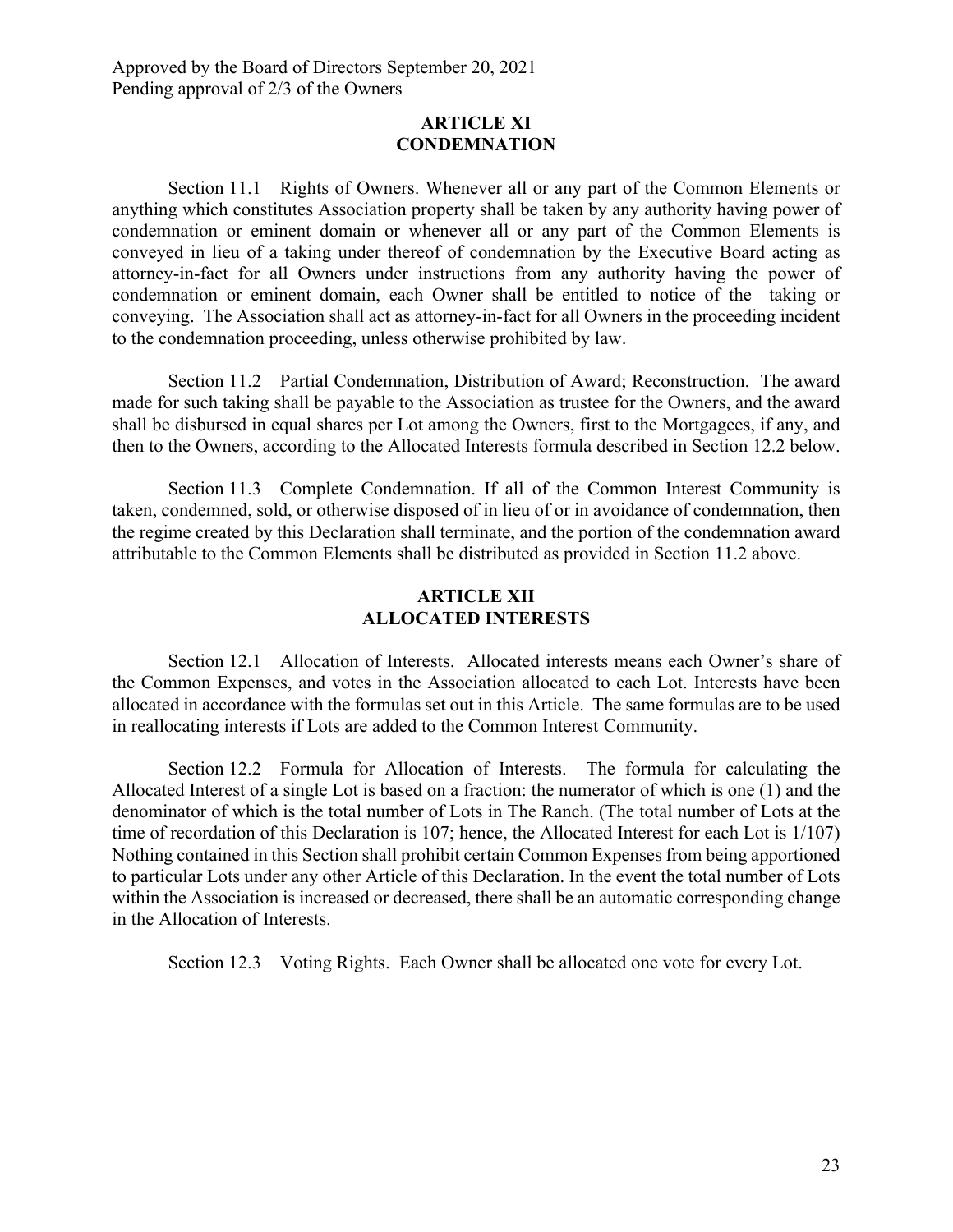Approved by the Board of Directors September 20, 2021
Pending approval of 2/3 of the Owners

## ARTICLE XI
## CONDEMNATION

Section 11.1 Rights of Owners. Whenever all or any part of the Common Elements or anything which constitutes Association property shall be taken by any authority having power of condemnation or eminent domain or whenever all or any part of the Common Elements is conveyed in lieu of a taking under thereof of condemnation by the Executive Board acting as attorney-in-fact for all Owners under instructions from any authority having the power of condemnation or eminent domain, each Owner shall be entitled to notice of the taking or conveying. The Association shall act as attorney-in-fact for all Owners in the proceeding incident to the condemnation proceeding, unless otherwise prohibited by law.

Section 11.2 Partial Condemnation, Distribution of Award; Reconstruction. The award made for such taking shall be payable to the Association as trustee for the Owners, and the award shall be disbursed in equal shares per Lot among the Owners, first to the Mortgagees, if any, and then to the Owners, according to the Allocated Interests formula described in Section 12.2 below.

Section 11.3 Complete Condemnation. If all of the Common Interest Community is taken, condemned, sold, or otherwise disposed of in lieu of or in avoidance of condemnation, then the regime created by this Declaration shall terminate, and the portion of the condemnation award attributable to the Common Elements shall be distributed as provided in Section 11.2 above.

## ARTICLE XII
## ALLOCATED INTERESTS

Section 12.1 Allocation of Interests. Allocated interests means each Owner's share of the Common Expenses, and votes in the Association allocated to each Lot. Interests have been allocated in accordance with the formulas set out in this Article. The same formulas are to be used in reallocating interests if Lots are added to the Common Interest Community.

Section 12.2 Formula for Allocation of Interests. The formula for calculating the Allocated Interest of a single Lot is based on a fraction: the numerator of which is one (1) and the denominator of which is the total number of Lots in The Ranch. (The total number of Lots at the time of recordation of this Declaration is 107; hence, the Allocated Interest for each Lot is 1/107) Nothing contained in this Section shall prohibit certain Common Expenses from being apportioned to particular Lots under any other Article of this Declaration. In the event the total number of Lots within the Association is increased or decreased, there shall be an automatic corresponding change in the Allocation of Interests.

Section 12.3 Voting Rights. Each Owner shall be allocated one vote for every Lot.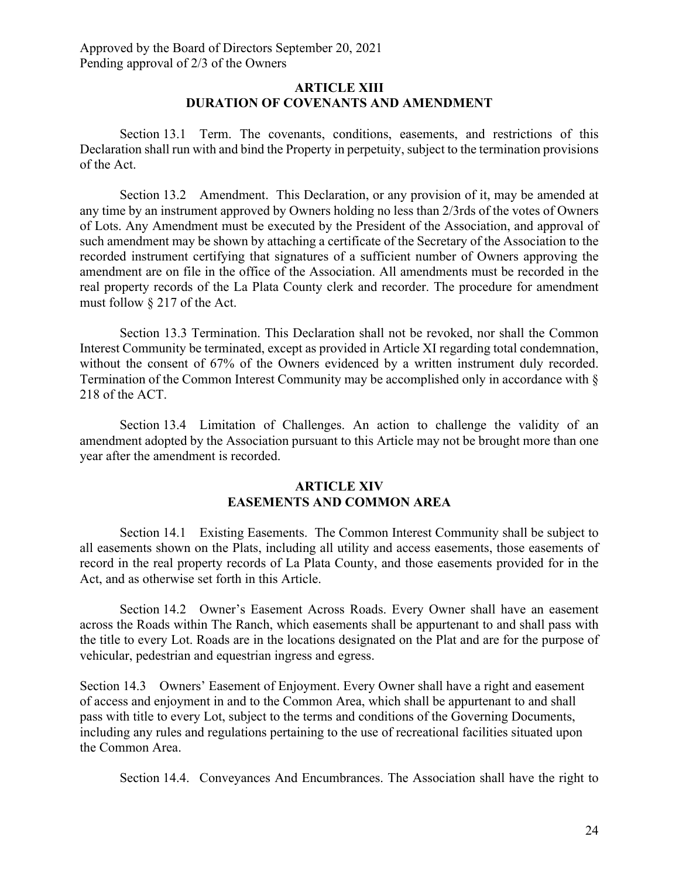Approved by the Board of Directors September 20, 2021
Pending approval of 2/3 of the Owners

## ARTICLE XIII
## DURATION OF COVENANTS AND AMENDMENT

Section 13.1 Term. The covenants, conditions, easements, and restrictions of this Declaration shall run with and bind the Property in perpetuity, subject to the termination provisions of the Act.

Section 13.2 Amendment. This Declaration, or any provision of it, may be amended at any time by an instrument approved by Owners holding no less than 2/3rds of the votes of Owners of Lots. Any Amendment must be executed by the President of the Association, and approval of such amendment may be shown by attaching a certificate of the Secretary of the Association to the recorded instrument certifying that signatures of a sufficient number of Owners approving the amendment are on file in the office of the Association. All amendments must be recorded in the real property records of the La Plata County clerk and recorder. The procedure for amendment must follow § 217 of the Act.

Section 13.3 Termination. This Declaration shall not be revoked, nor shall the Common Interest Community be terminated, except as provided in Article XI regarding total condemnation, without the consent of 67% of the Owners evidenced by a written instrument duly recorded. Termination of the Common Interest Community may be accomplished only in accordance with § 218 of the ACT.

Section 13.4 Limitation of Challenges. An action to challenge the validity of an amendment adopted by the Association pursuant to this Article may not be brought more than one year after the amendment is recorded.

## ARTICLE XIV
## EASEMENTS AND COMMON AREA

Section 14.1 Existing Easements. The Common Interest Community shall be subject to all easements shown on the Plats, including all utility and access easements, those easements of record in the real property records of La Plata County, and those easements provided for in the Act, and as otherwise set forth in this Article.

Section 14.2 Owner's Easement Across Roads. Every Owner shall have an easement across the Roads within The Ranch, which easements shall be appurtenant to and shall pass with the title to every Lot. Roads are in the locations designated on the Plat and are for the purpose of vehicular, pedestrian and equestrian ingress and egress.

Section 14.3 Owners' Easement of Enjoyment. Every Owner shall have a right and easement of access and enjoyment in and to the Common Area, which shall be appurtenant to and shall pass with title to every Lot, subject to the terms and conditions of the Governing Documents, including any rules and regulations pertaining to the use of recreational facilities situated upon the Common Area.

Section 14.4. Conveyances And Encumbrances. The Association shall have the right to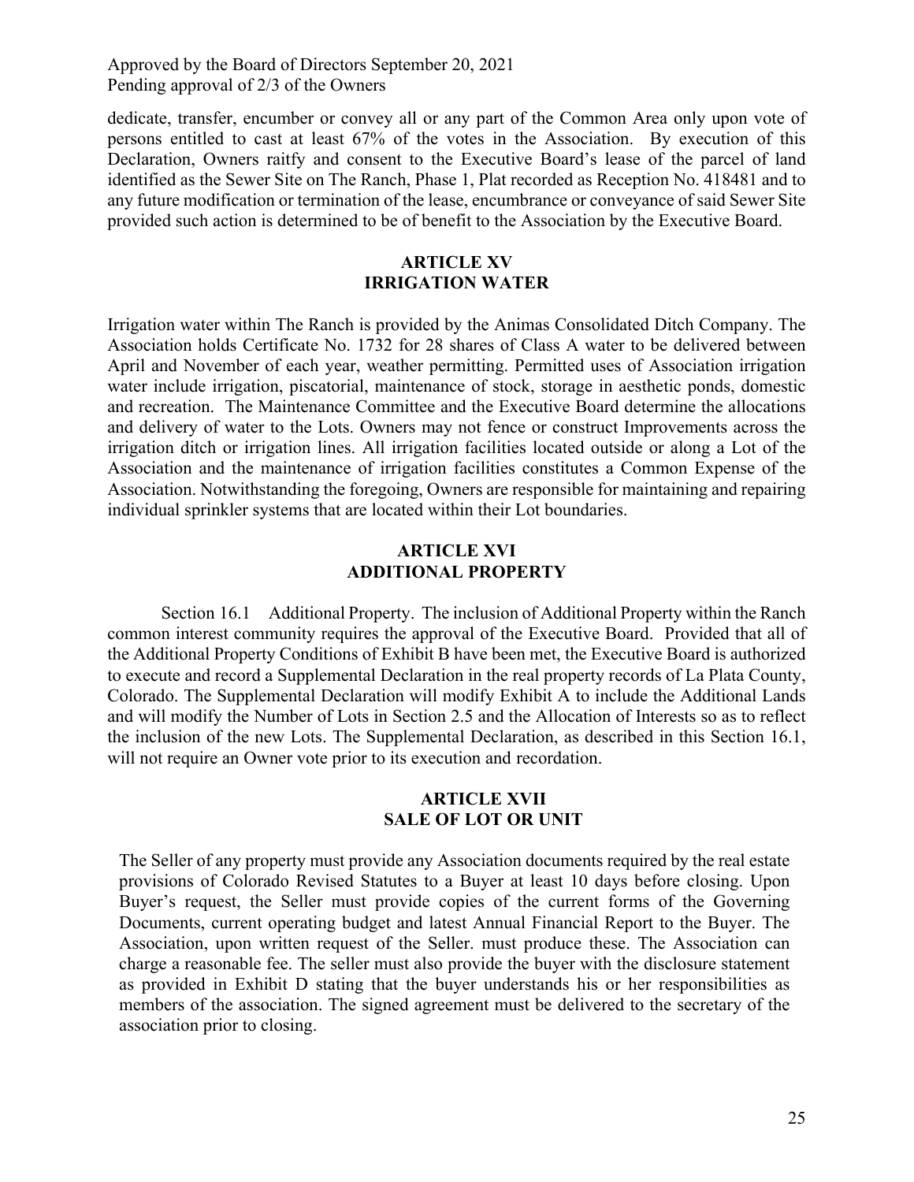dedicate, transfer, encumber or convey all or any part of the Common Area only upon vote of persons entitled to cast at least 67% of the votes in the Association. By execution of this Declaration, Owners raitfy and consent to the Executive Board's lease of the parcel of land identified as the Sewer Site on The Ranch, Phase 1, Plat recorded as Reception No. 418481 and to any future modification or termination of the lease, encumbrance or conveyance of said Sewer Site provided such action is determined to be of benefit to the Association by the Executive Board.

## ARTICLE XV
## IRRIGATION WATER

Irrigation water within The Ranch is provided by the Animas Consolidated Ditch Company. The Association holds Certificate No. 1732 for 28 shares of Class A water to be delivered between April and November of each year, weather permitting. Permitted uses of Association irrigation water include irrigation, piscatorial, maintenance of stock, storage in aesthetic ponds, domestic and recreation. The Maintenance Committee and the Executive Board determine the allocations and delivery of water to the Lots. Owners may not fence or construct Improvements across the irrigation ditch or irrigation lines. All irrigation facilities located outside or along a Lot of the Association and the maintenance of irrigation facilities constitutes a Common Expense of the Association. Notwithstanding the foregoing, Owners are responsible for maintaining and repairing individual sprinkler systems that are located within their Lot boundaries.

## ARTICLE XVI
## ADDITIONAL PROPERTY

Section 16.1 Additional Property. The inclusion of Additional Property within the Ranch common interest community requires the approval of the Executive Board. Provided that all of the Additional Property Conditions of Exhibit B have been met, the Executive Board is authorized to execute and record a Supplemental Declaration in the real property records of La Plata County, Colorado. The Supplemental Declaration will modify Exhibit A to include the Additional Lands and will modify the Number of Lots in Section 2.5 and the Allocation of Interests so as to reflect the inclusion of the new Lots. The Supplemental Declaration, as described in this Section 16.1, will not require an Owner vote prior to its execution and recordation.

## ARTICLE XVII
## SALE OF LOT OR UNIT

The Seller of any property must provide any Association documents required by the real estate provisions of Colorado Revised Statutes to a Buyer at least 10 days before closing. Upon Buyer's request, the Seller must provide copies of the current forms of the Governing Documents, current operating budget and latest Annual Financial Report to the Buyer. The Association, upon written request of the Seller. must produce these. The Association can charge a reasonable fee. The seller must also provide the buyer with the disclosure statement as provided in Exhibit D stating that the buyer understands his or her responsibilities as members of the association. The signed agreement must be delivered to the secretary of the association prior to closing.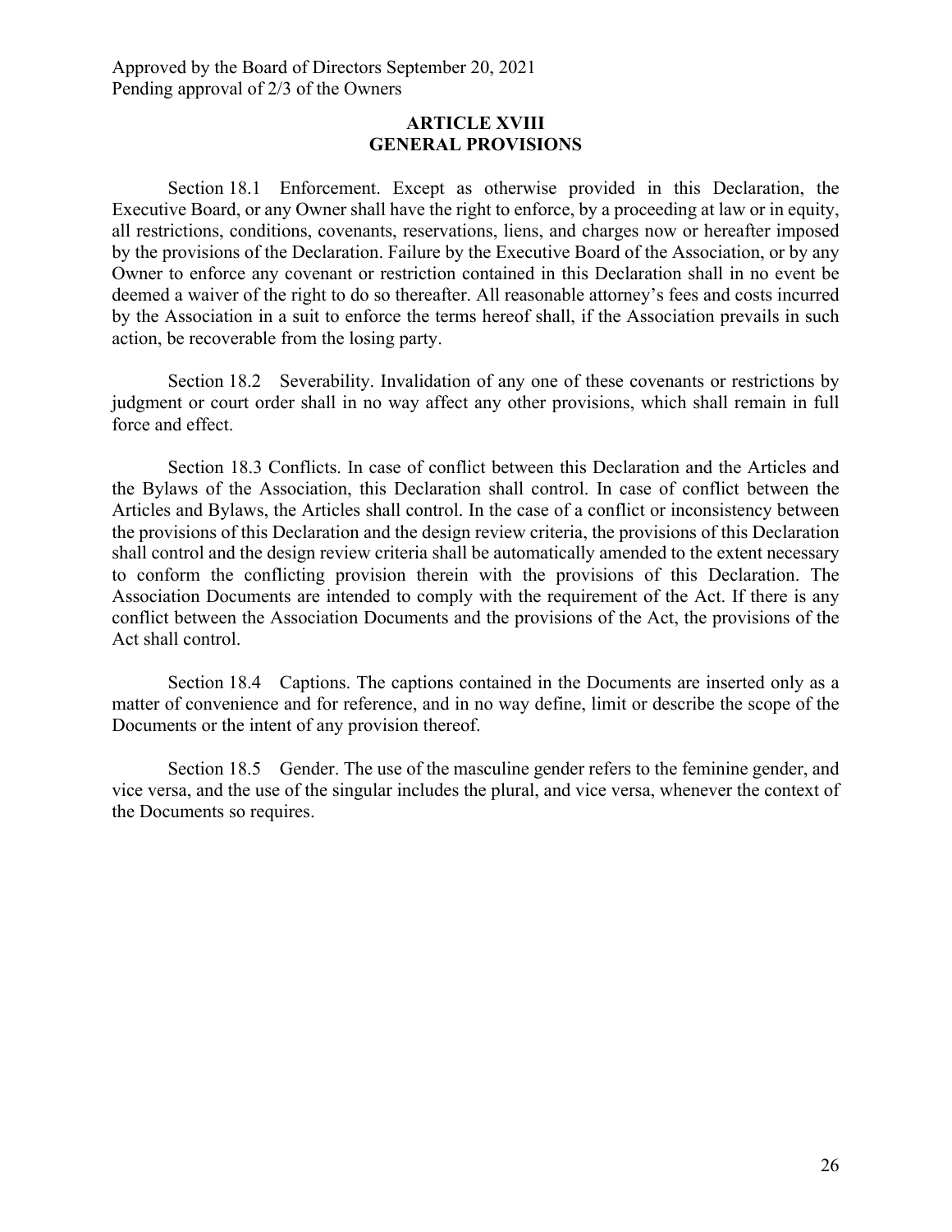Approved by the Board of Directors September 20, 2021
Pending approval of 2/3 of the Owners

## ARTICLE XVIII
## GENERAL PROVISIONS

Section 18.1 Enforcement. Except as otherwise provided in this Declaration, the Executive Board, or any Owner shall have the right to enforce, by a proceeding at law or in equity, all restrictions, conditions, covenants, reservations, liens, and charges now or hereafter imposed by the provisions of the Declaration. Failure by the Executive Board of the Association, or by any Owner to enforce any covenant or restriction contained in this Declaration shall in no event be deemed a waiver of the right to do so thereafter. All reasonable attorney's fees and costs incurred by the Association in a suit to enforce the terms hereof shall, if the Association prevails in such action, be recoverable from the losing party.

Section 18.2 Severability. Invalidation of any one of these covenants or restrictions by judgment or court order shall in no way affect any other provisions, which shall remain in full force and effect.

Section 18.3 Conflicts. In case of conflict between this Declaration and the Articles and the Bylaws of the Association, this Declaration shall control. In case of conflict between the Articles and Bylaws, the Articles shall control. In the case of a conflict or inconsistency between the provisions of this Declaration and the design review criteria, the provisions of this Declaration shall control and the design review criteria shall be automatically amended to the extent necessary to conform the conflicting provision therein with the provisions of this Declaration. The Association Documents are intended to comply with the requirement of the Act. If there is any conflict between the Association Documents and the provisions of the Act, the provisions of the Act shall control.

Section 18.4 Captions. The captions contained in the Documents are inserted only as a matter of convenience and for reference, and in no way define, limit or describe the scope of the Documents or the intent of any provision thereof.

Section 18.5 Gender. The use of the masculine gender refers to the feminine gender, and vice versa, and the use of the singular includes the plural, and vice versa, whenever the context of the Documents so requires.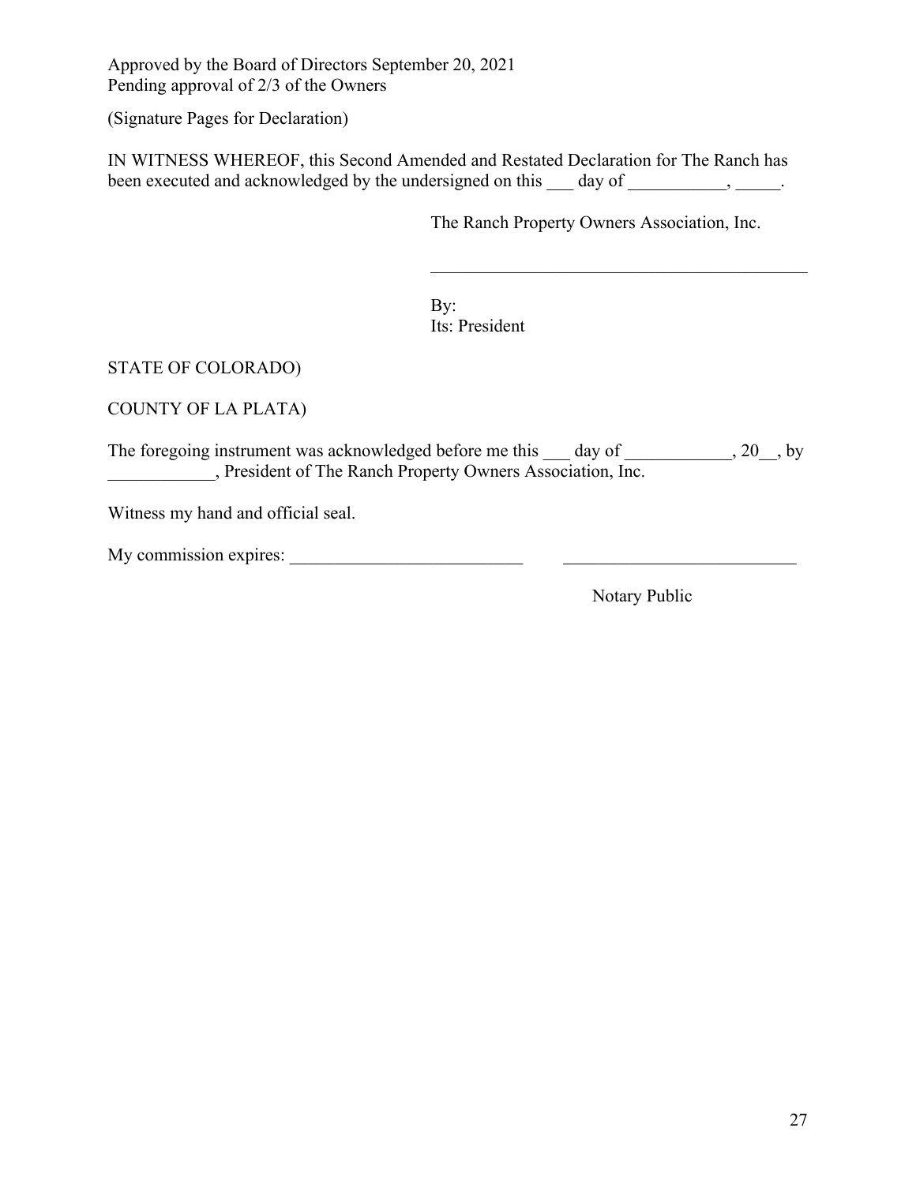Approved by the Board of Directors September 20, 2021
Pending approval of 2/3 of the Owners

(Signature Pages for Declaration)

IN WITNESS WHEREOF, this Second Amended and Restated Declaration for The Ranch has been executed and acknowledged by the undersigned on this ___ day of ___________, _____.

The Ranch Property Owners Association, Inc.

___________________________________________

By:
Its: President

STATE OF COLORADO)

COUNTY OF LA PLATA)

The foregoing instrument was acknowledged before me this ___ day of ____________, 20__, by ____________, President of The Ranch Property Owners Association, Inc.

Witness my hand and official seal.

My commission expires: __________________________ __________________________

Notary Public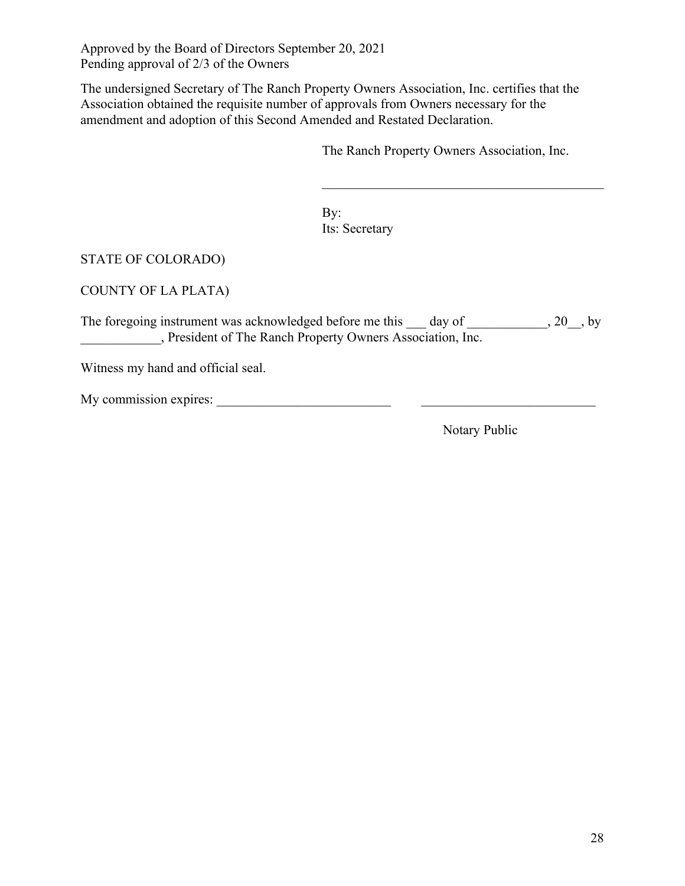Approved by the Board of Directors September 20, 2021
Pending approval of 2/3 of the Owners

The undersigned Secretary of The Ranch Property Owners Association, Inc. certifies that the Association obtained the requisite number of approvals from Owners necessary for the amendment and adoption of this Second Amended and Restated Declaration.

The Ranch Property Owners Association, Inc.

\_\_\_\_\_\_\_\_\_\_\_\_\_\_\_\_\_\_\_\_\_\_\_\_\_\_\_\_\_\_\_\_\_\_\_\_\_\_\_\_\_\_

By:
Its: Secretary

STATE OF COLORADO)

COUNTY OF LA PLATA)

The foregoing instrument was acknowledged before me this ___ day of ____________, 20__, by ____________, President of The Ranch Property Owners Association, Inc.

Witness my hand and official seal.

My commission expires: __________________________ __________________________

Notary Public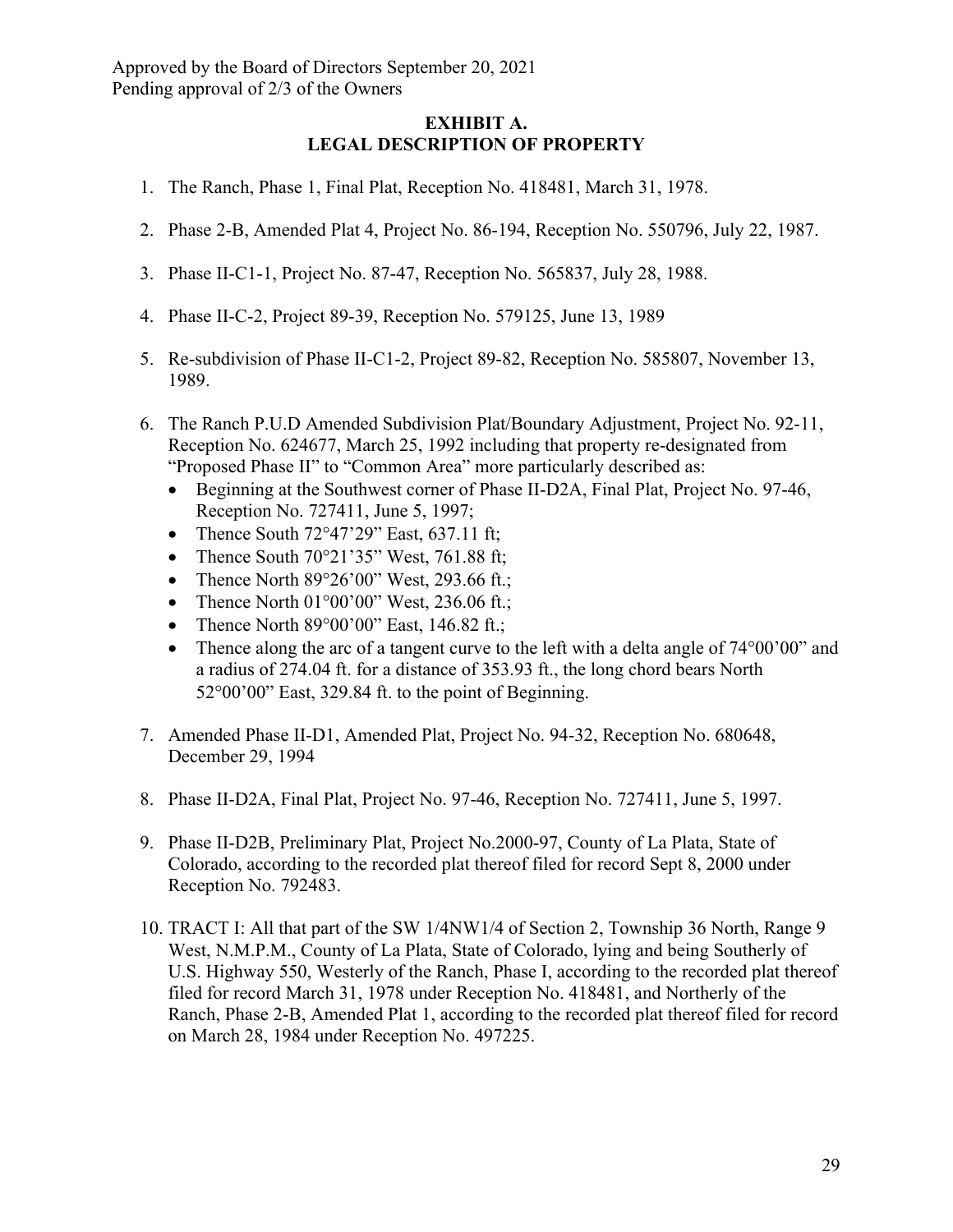Approved by the Board of Directors September 20, 2021
Pending approval of 2/3 of the Owners

## EXHIBIT A.
## LEGAL DESCRIPTION OF PROPERTY

1. The Ranch, Phase 1, Final Plat, Reception No. 418481, March 31, 1978.

2. Phase 2-B, Amended Plat 4, Project No. 86-194, Reception No. 550796, July 22, 1987.

3. Phase II-C1-1, Project No. 87-47, Reception No. 565837, July 28, 1988.

4. Phase II-C-2, Project 89-39, Reception No. 579125, June 13, 1989

5. Re-subdivision of Phase II-C1-2, Project 89-82, Reception No. 585807, November 13, 1989.

6. The Ranch P.U.D Amended Subdivision Plat/Boundary Adjustment, Project No. 92-11, Reception No. 624677, March 25, 1992 including that property re-designated from "Proposed Phase II" to "Common Area" more particularly described as:
   - Beginning at the Southwest corner of Phase II-D2A, Final Plat, Project No. 97-46, Reception No. 727411, June 5, 1997;
   - Thence South 72°47'29" East, 637.11 ft;
   - Thence South 70°21'35" West, 761.88 ft;
   - Thence North 89°26'00" West, 293.66 ft.;
   - Thence North 01°00'00" West, 236.06 ft.;
   - Thence North 89°00'00" East, 146.82 ft.;
   - Thence along the arc of a tangent curve to the left with a delta angle of 74°00'00" and a radius of 274.04 ft. for a distance of 353.93 ft., the long chord bears North 52°00'00" East, 329.84 ft. to the point of Beginning.

7. Amended Phase II-D1, Amended Plat, Project No. 94-32, Reception No. 680648, December 29, 1994

8. Phase II-D2A, Final Plat, Project No. 97-46, Reception No. 727411, June 5, 1997.

9. Phase II-D2B, Preliminary Plat, Project No.2000-97, County of La Plata, State of Colorado, according to the recorded plat thereof filed for record Sept 8, 2000 under Reception No. 792483.

10. TRACT I: All that part of the SW 1/4NW1/4 of Section 2, Township 36 North, Range 9 West, N.M.P.M., County of La Plata, State of Colorado, lying and being Southerly of U.S. Highway 550, Westerly of the Ranch, Phase I, according to the recorded plat thereof filed for record March 31, 1978 under Reception No. 418481, and Northerly of the Ranch, Phase 2-B, Amended Plat 1, according to the recorded plat thereof filed for record on March 28, 1984 under Reception No. 497225.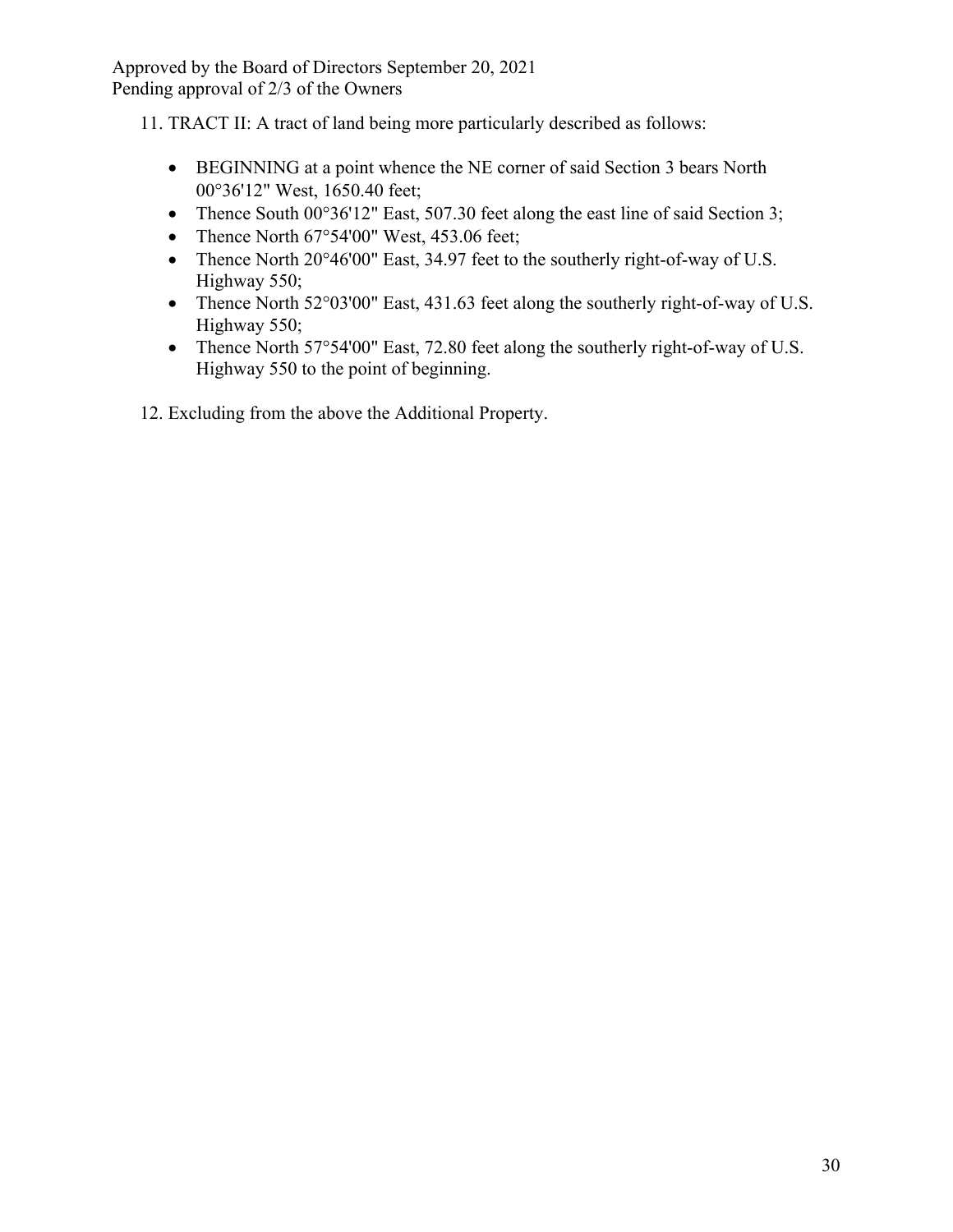11. TRACT II: A tract of land being more particularly described as follows:

    - BEGINNING at a point whence the NE corner of said Section 3 bears North 00°36'12" West, 1650.40 feet;
    - Thence South 00°36'12" East, 507.30 feet along the east line of said Section 3;
    - Thence North 67°54'00" West, 453.06 feet;
    - Thence North 20°46'00" East, 34.97 feet to the southerly right-of-way of U.S. Highway 550;
    - Thence North 52°03'00" East, 431.63 feet along the southerly right-of-way of U.S. Highway 550;
    - Thence North 57°54'00" East, 72.80 feet along the southerly right-of-way of U.S. Highway 550 to the point of beginning.

12. Excluding from the above the Additional Property.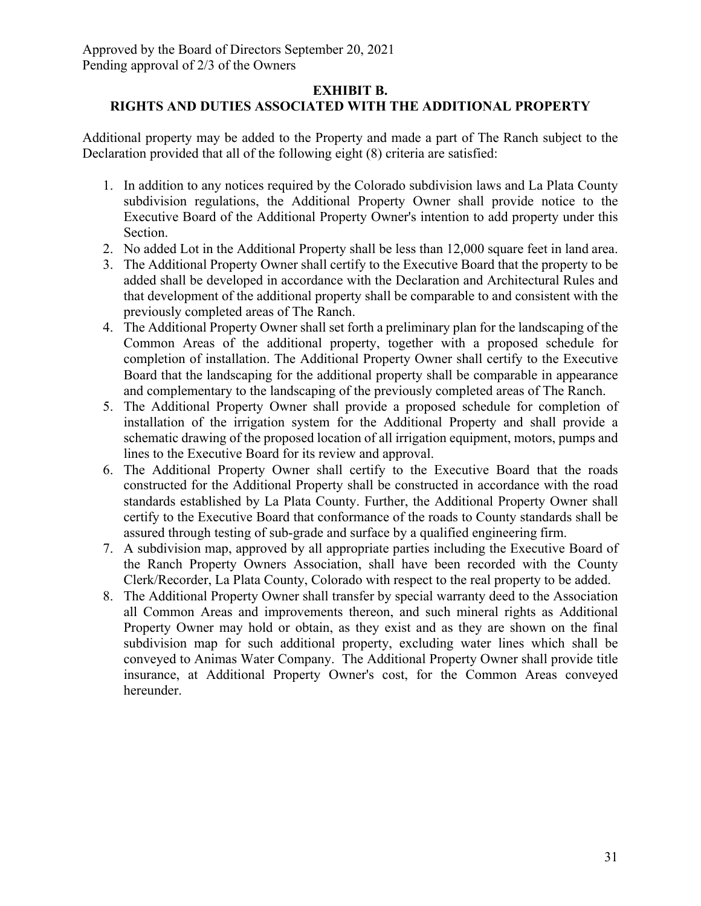Approved by the Board of Directors September 20, 2021
Pending approval of 2/3 of the Owners

**EXHIBIT B.**
**RIGHTS AND DUTIES ASSOCIATED WITH THE ADDITIONAL PROPERTY**

Additional property may be added to the Property and made a part of The Ranch subject to the Declaration provided that all of the following eight (8) criteria are satisfied:

1. In addition to any notices required by the Colorado subdivision laws and La Plata County subdivision regulations, the Additional Property Owner shall provide notice to the Executive Board of the Additional Property Owner's intention to add property under this Section.
2. No added Lot in the Additional Property shall be less than 12,000 square feet in land area.
3. The Additional Property Owner shall certify to the Executive Board that the property to be added shall be developed in accordance with the Declaration and Architectural Rules and that development of the additional property shall be comparable to and consistent with the previously completed areas of The Ranch.
4. The Additional Property Owner shall set forth a preliminary plan for the landscaping of the Common Areas of the additional property, together with a proposed schedule for completion of installation. The Additional Property Owner shall certify to the Executive Board that the landscaping for the additional property shall be comparable in appearance and complementary to the landscaping of the previously completed areas of The Ranch.
5. The Additional Property Owner shall provide a proposed schedule for completion of installation of the irrigation system for the Additional Property and shall provide a schematic drawing of the proposed location of all irrigation equipment, motors, pumps and lines to the Executive Board for its review and approval.
6. The Additional Property Owner shall certify to the Executive Board that the roads constructed for the Additional Property shall be constructed in accordance with the road standards established by La Plata County. Further, the Additional Property Owner shall certify to the Executive Board that conformance of the roads to County standards shall be assured through testing of sub-grade and surface by a qualified engineering firm.
7. A subdivision map, approved by all appropriate parties including the Executive Board of the Ranch Property Owners Association, shall have been recorded with the County Clerk/Recorder, La Plata County, Colorado with respect to the real property to be added.
8. The Additional Property Owner shall transfer by special warranty deed to the Association all Common Areas and improvements thereon, and such mineral rights as Additional Property Owner may hold or obtain, as they exist and as they are shown on the final subdivision map for such additional property, excluding water lines which shall be conveyed to Animas Water Company. The Additional Property Owner shall provide title insurance, at Additional Property Owner's cost, for the Common Areas conveyed hereunder.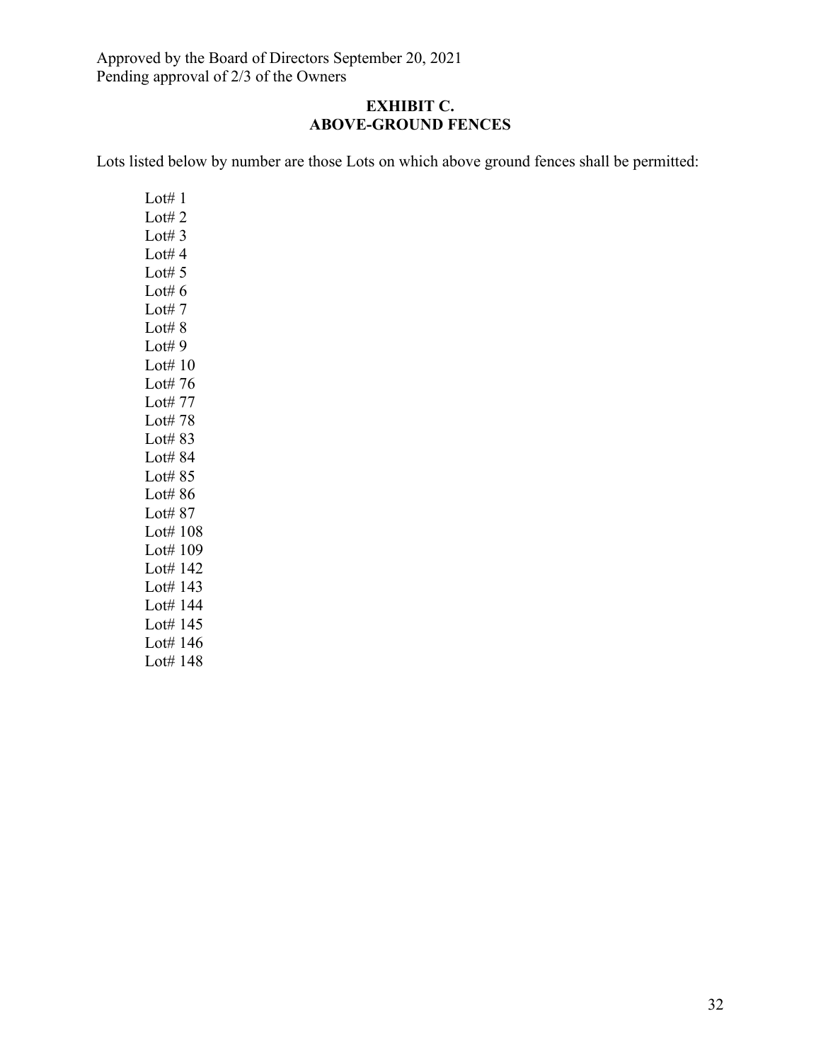Approved by the Board of Directors September 20, 2021
Pending approval of 2/3 of the Owners

## EXHIBIT C.
## ABOVE-GROUND FENCES

Lots listed below by number are those Lots on which above ground fences shall be permitted:

Lot# 1
Lot# 2
Lot# 3
Lot# 4
Lot# 5
Lot# 6
Lot# 7
Lot# 8
Lot# 9
Lot# 10
Lot# 76
Lot# 77
Lot# 78
Lot# 83
Lot# 84
Lot# 85
Lot# 86
Lot# 87
Lot# 108
Lot# 109
Lot# 142
Lot# 143
Lot# 144
Lot# 145
Lot# 146
Lot# 148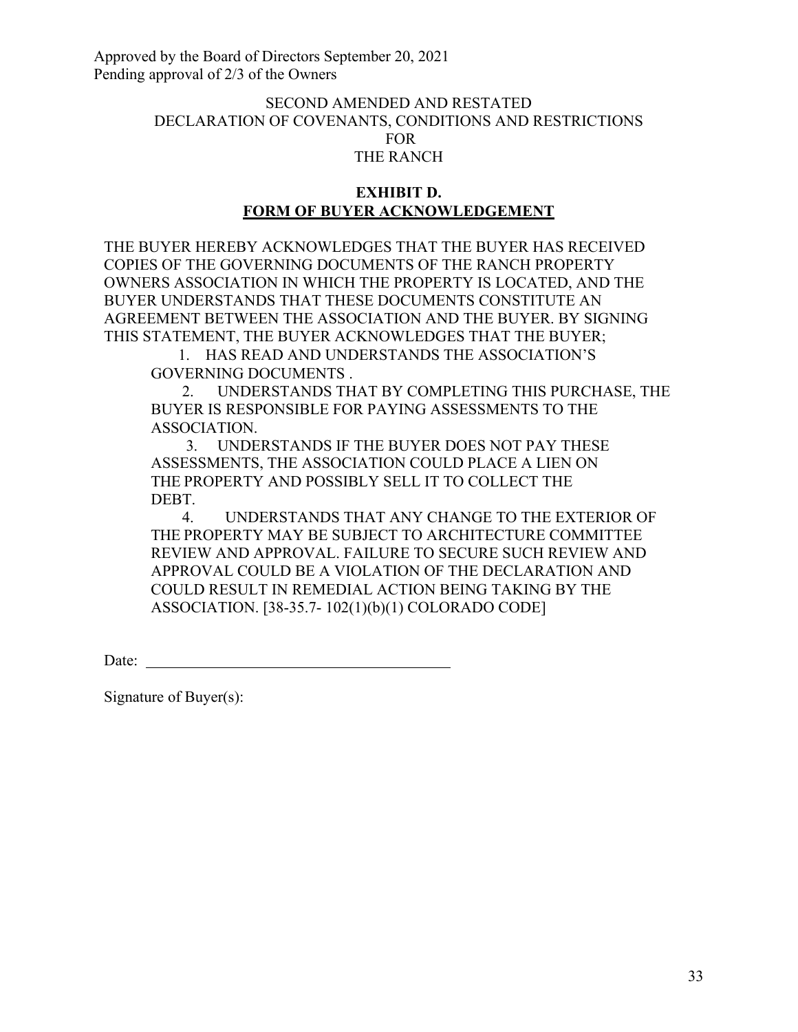Approved by the Board of Directors September 20, 2021
Pending approval of 2/3 of the Owners

SECOND AMENDED AND RESTATED
DECLARATION OF COVENANTS, CONDITIONS AND RESTRICTIONS
FOR
THE RANCH

## EXHIBIT D.
## FORM OF BUYER ACKNOWLEDGEMENT

THE BUYER HEREBY ACKNOWLEDGES THAT THE BUYER HAS RECEIVED COPIES OF THE GOVERNING DOCUMENTS OF THE RANCH PROPERTY OWNERS ASSOCIATION IN WHICH THE PROPERTY IS LOCATED, AND THE BUYER UNDERSTANDS THAT THESE DOCUMENTS CONSTITUTE AN AGREEMENT BETWEEN THE ASSOCIATION AND THE BUYER. BY SIGNING THIS STATEMENT, THE BUYER ACKNOWLEDGES THAT THE BUYER;

1. HAS READ AND UNDERSTANDS THE ASSOCIATION'S GOVERNING DOCUMENTS .
2. UNDERSTANDS THAT BY COMPLETING THIS PURCHASE, THE BUYER IS RESPONSIBLE FOR PAYING ASSESSMENTS TO THE ASSOCIATION.
3. UNDERSTANDS IF THE BUYER DOES NOT PAY THESE ASSESSMENTS, THE ASSOCIATION COULD PLACE A LIEN ON THE PROPERTY AND POSSIBLY SELL IT TO COLLECT THE DEBT.
4. UNDERSTANDS THAT ANY CHANGE TO THE EXTERIOR OF THE PROPERTY MAY BE SUBJECT TO ARCHITECTURE COMMITTEE REVIEW AND APPROVAL. FAILURE TO SECURE SUCH REVIEW AND APPROVAL COULD BE A VIOLATION OF THE DECLARATION AND COULD RESULT IN REMEDIAL ACTION BEING TAKING BY THE ASSOCIATION. [38-35.7- 102(1)(b)(1) COLORADO CODE]

Date: ______________________________________

Signature of Buyer(s):